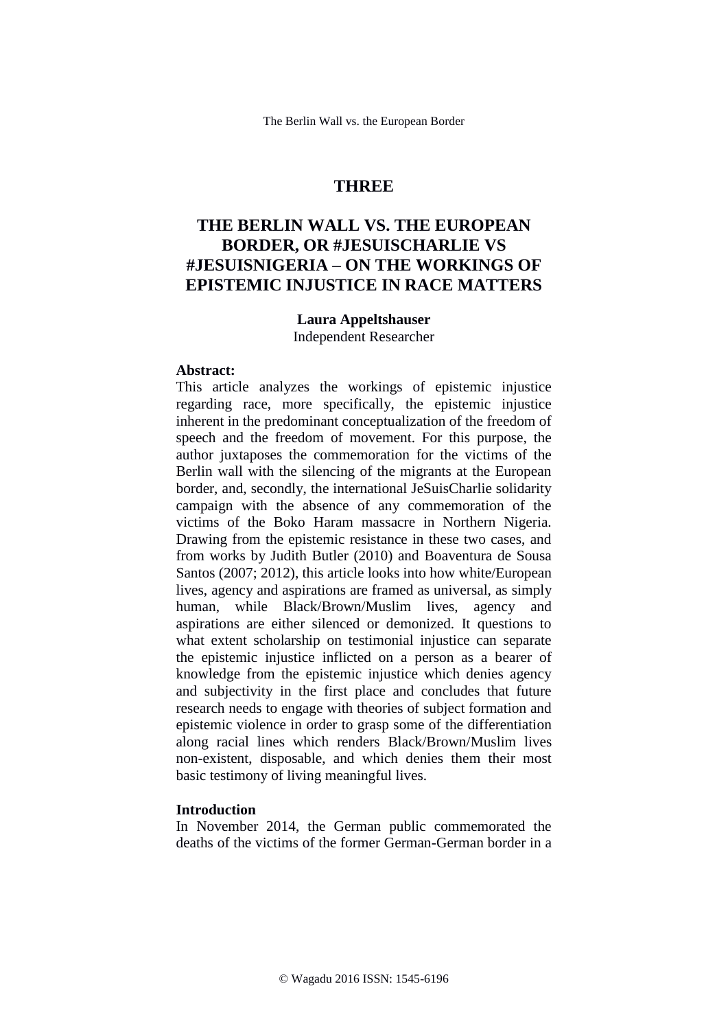# THREE

# THE BERLIN WALL VS. THE EUROPEAN BORDER, OR #JESUISCHARLIE VS #JESUISNIGERIA – ON THE WORKINGS OF EPISTEMIC INJUSTICE IN RACE MATTERS

**Laura Appeltshauser**
Independent Researcher

**Abstract:**
This article analyzes the workings of epistemic injustice regarding race, more specifically, the epistemic injustice inherent in the predominant conceptualization of the freedom of speech and the freedom of movement. For this purpose, the author juxtaposes the commemoration for the victims of the Berlin wall with the silencing of the migrants at the European border, and, secondly, the international JeSuisCharlie solidarity campaign with the absence of any commemoration of the victims of the Boko Haram massacre in Northern Nigeria. Drawing from the epistemic resistance in these two cases, and from works by Judith Butler (2010) and Boaventura de Sousa Santos (2007; 2012), this article looks into how white/European lives, agency and aspirations are framed as universal, as simply human, while Black/Brown/Muslim lives, agency and aspirations are either silenced or demonized. It questions to what extent scholarship on testimonial injustice can separate the epistemic injustice inflicted on a person as a bearer of knowledge from the epistemic injustice which denies agency and subjectivity in the first place and concludes that future research needs to engage with theories of subject formation and epistemic violence in order to grasp some of the differentiation along racial lines which renders Black/Brown/Muslim lives non-existent, disposable, and which denies them their most basic testimony of living meaningful lives.

## Introduction

In November 2014, the German public commemorated the deaths of the victims of the former German-German border in a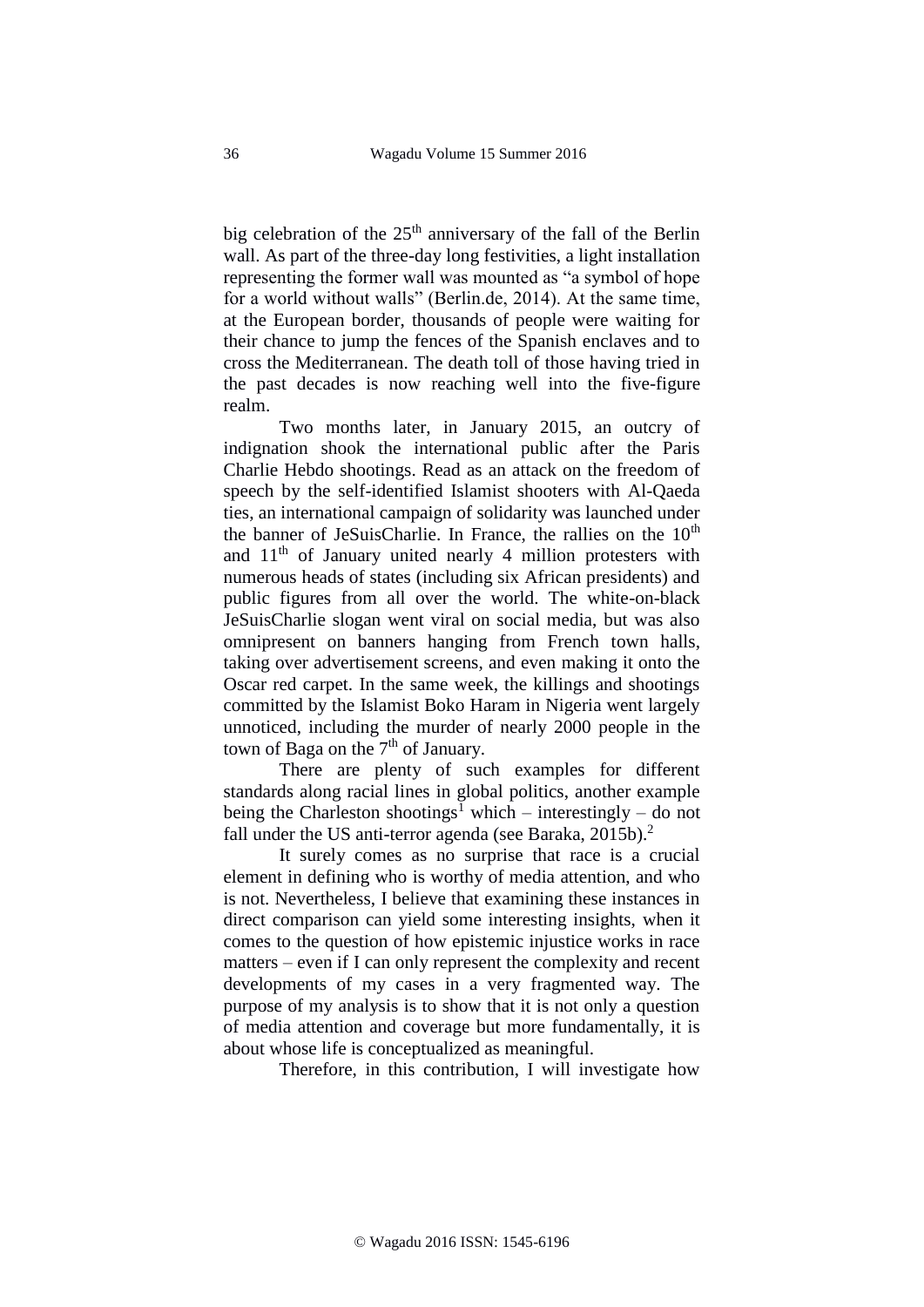big celebration of the 25th anniversary of the fall of the Berlin wall. As part of the three-day long festivities, a light installation representing the former wall was mounted as "a symbol of hope for a world without walls" (Berlin.de, 2014). At the same time, at the European border, thousands of people were waiting for their chance to jump the fences of the Spanish enclaves and to cross the Mediterranean. The death toll of those having tried in the past decades is now reaching well into the five-figure realm.

Two months later, in January 2015, an outcry of indignation shook the international public after the Paris Charlie Hebdo shootings. Read as an attack on the freedom of speech by the self-identified Islamist shooters with Al-Qaeda ties, an international campaign of solidarity was launched under the banner of JeSuisCharlie. In France, the rallies on the 10th and 11th of January united nearly 4 million protesters with numerous heads of states (including six African presidents) and public figures from all over the world. The white-on-black JeSuisCharlie slogan went viral on social media, but was also omnipresent on banners hanging from French town halls, taking over advertisement screens, and even making it onto the Oscar red carpet. In the same week, the killings and shootings committed by the Islamist Boko Haram in Nigeria went largely unnoticed, including the murder of nearly 2000 people in the town of Baga on the 7th of January.

There are plenty of such examples for different standards along racial lines in global politics, another example being the Charleston shootings[1] which – interestingly – do not fall under the US anti-terror agenda (see Baraka, 2015b).[2]

It surely comes as no surprise that race is a crucial element in defining who is worthy of media attention, and who is not. Nevertheless, I believe that examining these instances in direct comparison can yield some interesting insights, when it comes to the question of how epistemic injustice works in race matters – even if I can only represent the complexity and recent developments of my cases in a very fragmented way. The purpose of my analysis is to show that it is not only a question of media attention and coverage but more fundamentally, it is about whose life is conceptualized as meaningful.

Therefore, in this contribution, I will investigate how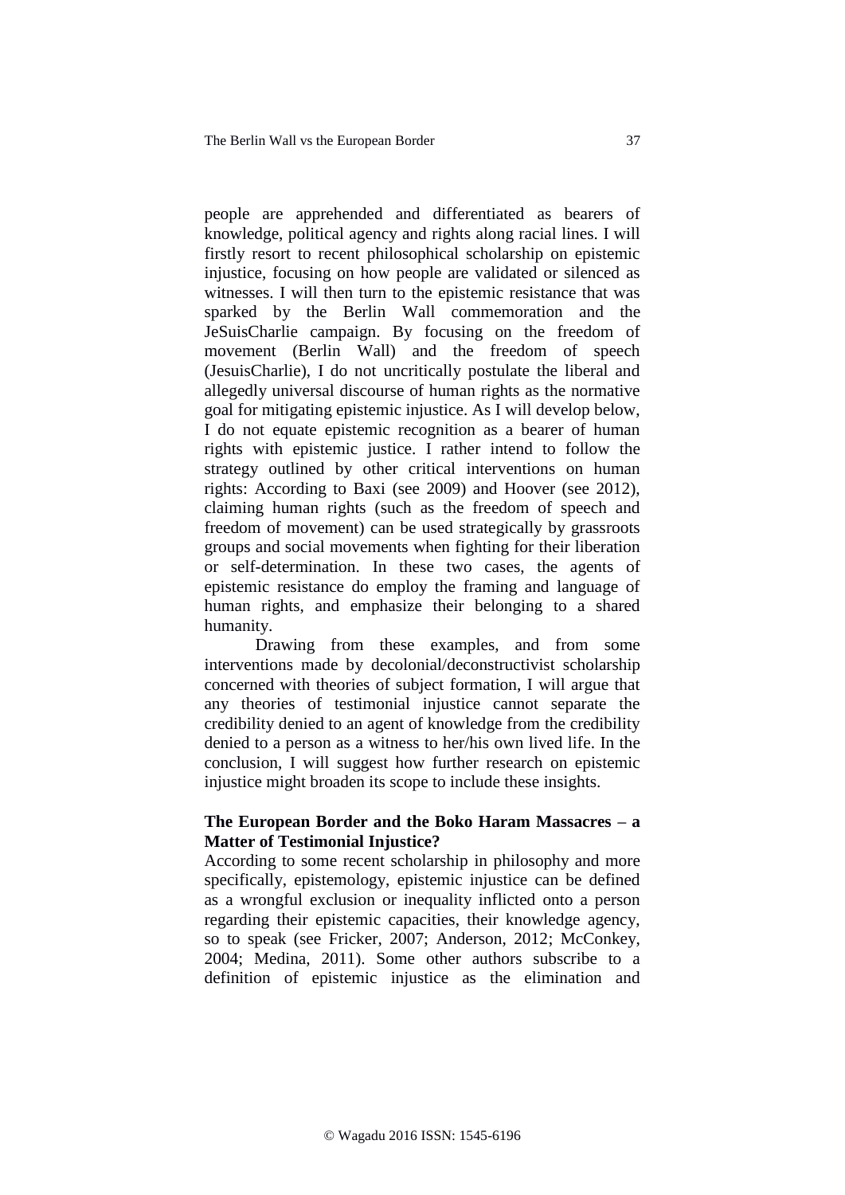people are apprehended and differentiated as bearers of knowledge, political agency and rights along racial lines. I will firstly resort to recent philosophical scholarship on epistemic injustice, focusing on how people are validated or silenced as witnesses. I will then turn to the epistemic resistance that was sparked by the Berlin Wall commemoration and the JeSuisCharlie campaign. By focusing on the freedom of movement (Berlin Wall) and the freedom of speech (JesuisCharlie), I do not uncritically postulate the liberal and allegedly universal discourse of human rights as the normative goal for mitigating epistemic injustice. As I will develop below, I do not equate epistemic recognition as a bearer of human rights with epistemic justice. I rather intend to follow the strategy outlined by other critical interventions on human rights: According to Baxi (see 2009) and Hoover (see 2012), claiming human rights (such as the freedom of speech and freedom of movement) can be used strategically by grassroots groups and social movements when fighting for their liberation or self-determination. In these two cases, the agents of epistemic resistance do employ the framing and language of human rights, and emphasize their belonging to a shared humanity.

Drawing from these examples, and from some interventions made by decolonial/deconstructivist scholarship concerned with theories of subject formation, I will argue that any theories of testimonial injustice cannot separate the credibility denied to an agent of knowledge from the credibility denied to a person as a witness to her/his own lived life. In the conclusion, I will suggest how further research on epistemic injustice might broaden its scope to include these insights.

### The European Border and the Boko Haram Massacres – a Matter of Testimonial Injustice?

According to some recent scholarship in philosophy and more specifically, epistemology, epistemic injustice can be defined as a wrongful exclusion or inequality inflicted onto a person regarding their epistemic capacities, their knowledge agency, so to speak (see Fricker, 2007; Anderson, 2012; McConkey, 2004; Medina, 2011). Some other authors subscribe to a definition of epistemic injustice as the elimination and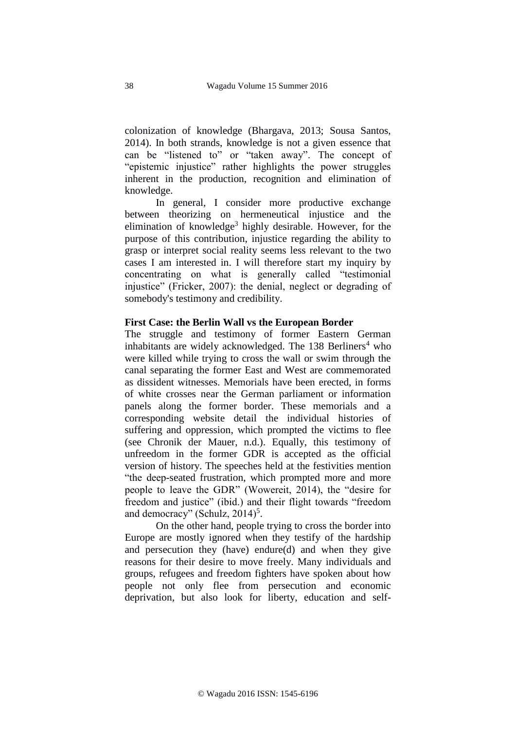colonization of knowledge (Bhargava, 2013; Sousa Santos, 2014). In both strands, knowledge is not a given essence that can be "listened to" or "taken away". The concept of "epistemic injustice" rather highlights the power struggles inherent in the production, recognition and elimination of knowledge.

In general, I consider more productive exchange between theorizing on hermeneutical injustice and the elimination of knowledge[3] highly desirable. However, for the purpose of this contribution, injustice regarding the ability to grasp or interpret social reality seems less relevant to the two cases I am interested in. I will therefore start my inquiry by concentrating on what is generally called "testimonial injustice" (Fricker, 2007): the denial, neglect or degrading of somebody's testimony and credibility.

**First Case: the Berlin Wall vs the European Border**

The struggle and testimony of former Eastern German inhabitants are widely acknowledged. The 138 Berliners[4] who were killed while trying to cross the wall or swim through the canal separating the former East and West are commemorated as dissident witnesses. Memorials have been erected, in forms of white crosses near the German parliament or information panels along the former border. These memorials and a corresponding website detail the individual histories of suffering and oppression, which prompted the victims to flee (see Chronik der Mauer, n.d.). Equally, this testimony of unfreedom in the former GDR is accepted as the official version of history. The speeches held at the festivities mention "the deep-seated frustration, which prompted more and more people to leave the GDR" (Wowereit, 2014), the "desire for freedom and justice" (ibid.) and their flight towards "freedom and democracy" (Schulz, 2014)[5].

On the other hand, people trying to cross the border into Europe are mostly ignored when they testify of the hardship and persecution they (have) endure(d) and when they give reasons for their desire to move freely. Many individuals and groups, refugees and freedom fighters have spoken about how people not only flee from persecution and economic deprivation, but also look for liberty, education and self-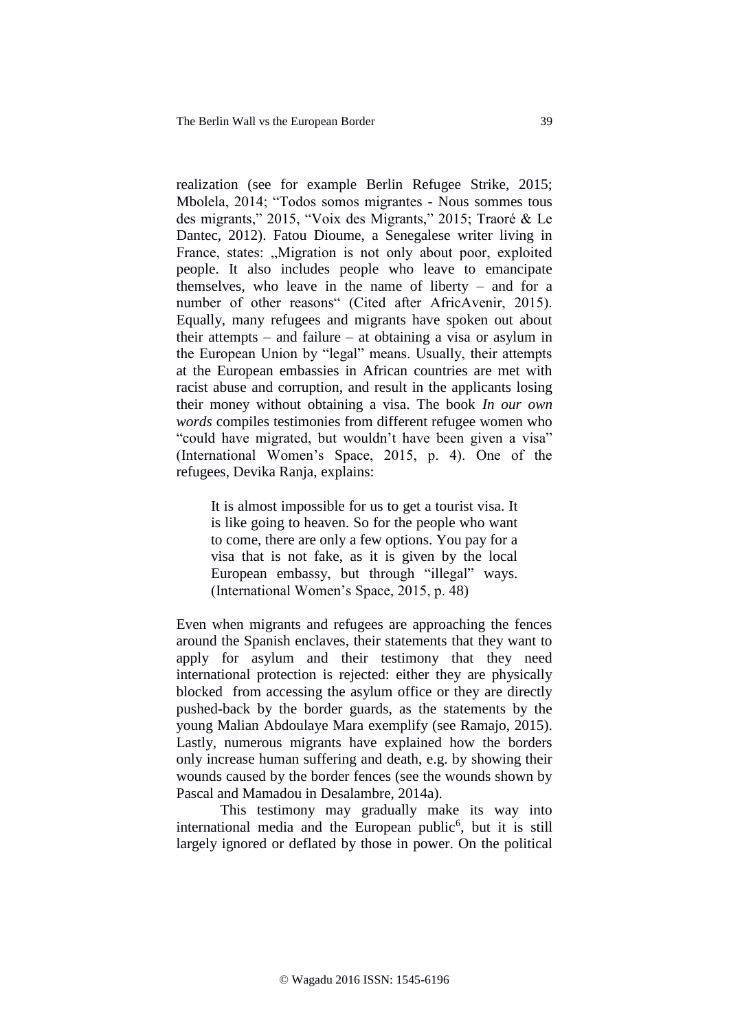realization (see for example Berlin Refugee Strike, 2015; Mbolela, 2014; "Todos somos migrantes - Nous sommes tous des migrants," 2015, "Voix des Migrants," 2015; Traoré & Le Dantec, 2012). Fatou Dioume, a Senegalese writer living in France, states: „Migration is not only about poor, exploited people. It also includes people who leave to emancipate themselves, who leave in the name of liberty – and for a number of other reasons" (Cited after AfricAvenir, 2015). Equally, many refugees and migrants have spoken out about their attempts – and failure – at obtaining a visa or asylum in the European Union by "legal" means. Usually, their attempts at the European embassies in African countries are met with racist abuse and corruption, and result in the applicants losing their money without obtaining a visa. The book *In our own words* compiles testimonies from different refugee women who "could have migrated, but wouldn't have been given a visa" (International Women's Space, 2015, p. 4). One of the refugees, Devika Ranja, explains:

> It is almost impossible for us to get a tourist visa. It is like going to heaven. So for the people who want to come, there are only a few options. You pay for a visa that is not fake, as it is given by the local European embassy, but through "illegal" ways. (International Women's Space, 2015, p. 48)

Even when migrants and refugees are approaching the fences around the Spanish enclaves, their statements that they want to apply for asylum and their testimony that they need international protection is rejected: either they are physically blocked from accessing the asylum office or they are directly pushed-back by the border guards, as the statements by the young Malian Abdoulaye Mara exemplify (see Ramajo, 2015). Lastly, numerous migrants have explained how the borders only increase human suffering and death, e.g. by showing their wounds caused by the border fences (see the wounds shown by Pascal and Mamadou in Desalambre, 2014a).

This testimony may gradually make its way into international media and the European public[6], but it is still largely ignored or deflated by those in power. On the political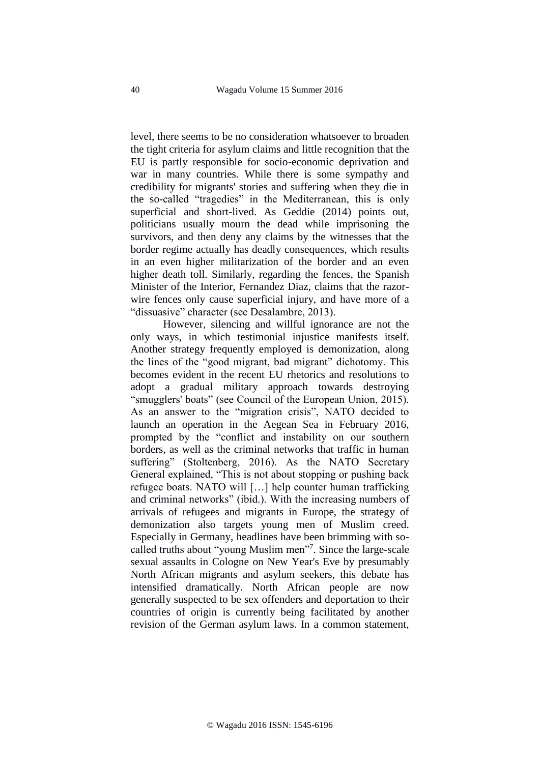level, there seems to be no consideration whatsoever to broaden the tight criteria for asylum claims and little recognition that the EU is partly responsible for socio-economic deprivation and war in many countries. While there is some sympathy and credibility for migrants' stories and suffering when they die in the so-called "tragedies" in the Mediterranean, this is only superficial and short-lived. As Geddie (2014) points out, politicians usually mourn the dead while imprisoning the survivors, and then deny any claims by the witnesses that the border regime actually has deadly consequences, which results in an even higher militarization of the border and an even higher death toll. Similarly, regarding the fences, the Spanish Minister of the Interior, Fernandez Diaz, claims that the razor-wire fences only cause superficial injury, and have more of a "dissuasive" character (see Desalambre, 2013).

However, silencing and willful ignorance are not the only ways, in which testimonial injustice manifests itself. Another strategy frequently employed is demonization, along the lines of the "good migrant, bad migrant" dichotomy. This becomes evident in the recent EU rhetorics and resolutions to adopt a gradual military approach towards destroying "smugglers' boats" (see Council of the European Union, 2015). As an answer to the "migration crisis", NATO decided to launch an operation in the Aegean Sea in February 2016, prompted by the "conflict and instability on our southern borders, as well as the criminal networks that traffic in human suffering" (Stoltenberg, 2016). As the NATO Secretary General explained, "This is not about stopping or pushing back refugee boats. NATO will […] help counter human trafficking and criminal networks" (ibid.). With the increasing numbers of arrivals of refugees and migrants in Europe, the strategy of demonization also targets young men of Muslim creed. Especially in Germany, headlines have been brimming with so-called truths about "young Muslim men"[7]. Since the large-scale sexual assaults in Cologne on New Year's Eve by presumably North African migrants and asylum seekers, this debate has intensified dramatically. North African people are now generally suspected to be sex offenders and deportation to their countries of origin is currently being facilitated by another revision of the German asylum laws. In a common statement,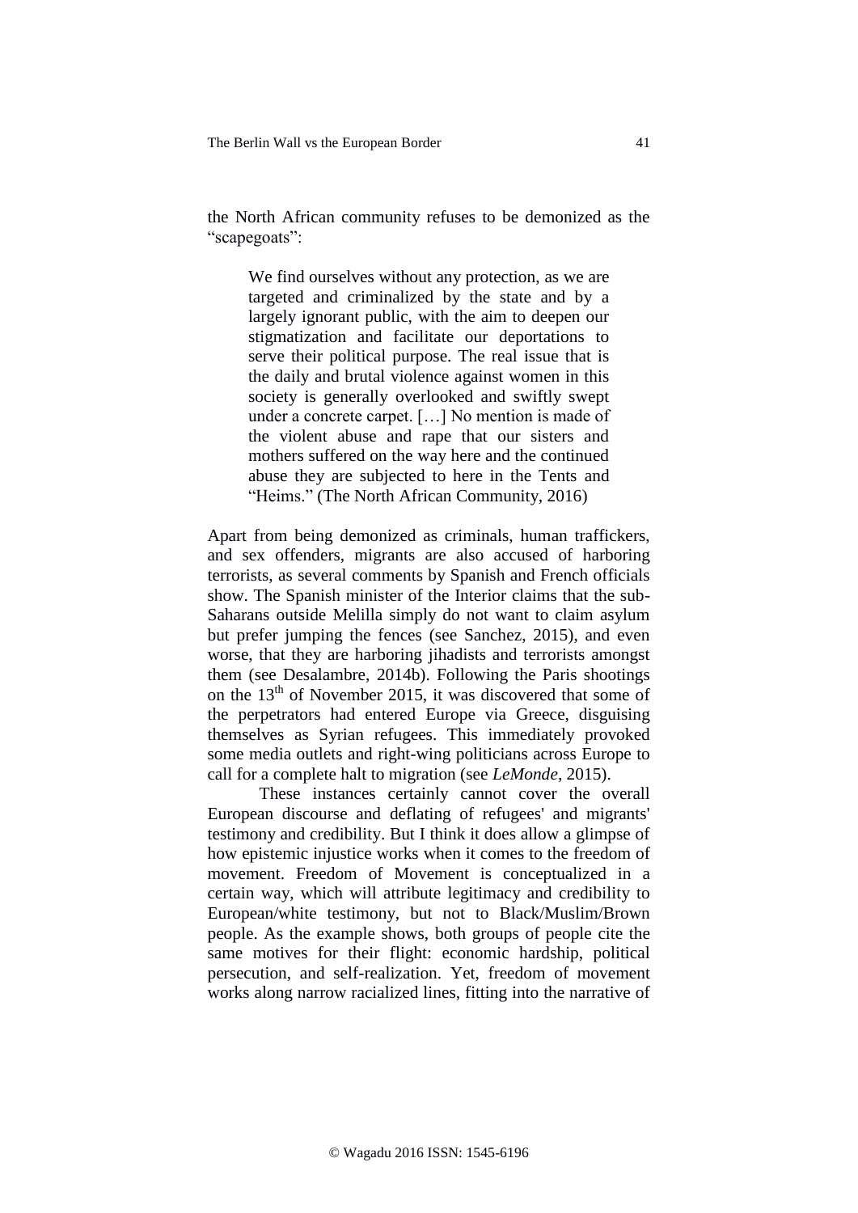the North African community refuses to be demonized as the "scapegoats":

> We find ourselves without any protection, as we are targeted and criminalized by the state and by a largely ignorant public, with the aim to deepen our stigmatization and facilitate our deportations to serve their political purpose. The real issue that is the daily and brutal violence against women in this society is generally overlooked and swiftly swept under a concrete carpet. […] No mention is made of the violent abuse and rape that our sisters and mothers suffered on the way here and the continued abuse they are subjected to here in the Tents and "Heims." (The North African Community, 2016)

Apart from being demonized as criminals, human traffickers, and sex offenders, migrants are also accused of harboring terrorists, as several comments by Spanish and French officials show. The Spanish minister of the Interior claims that the sub-Saharans outside Melilla simply do not want to claim asylum but prefer jumping the fences (see Sanchez, 2015), and even worse, that they are harboring jihadists and terrorists amongst them (see Desalambre, 2014b). Following the Paris shootings on the 13th of November 2015, it was discovered that some of the perpetrators had entered Europe via Greece, disguising themselves as Syrian refugees. This immediately provoked some media outlets and right-wing politicians across Europe to call for a complete halt to migration (see *LeMonde*, 2015).

These instances certainly cannot cover the overall European discourse and deflating of refugees' and migrants' testimony and credibility. But I think it does allow a glimpse of how epistemic injustice works when it comes to the freedom of movement. Freedom of Movement is conceptualized in a certain way, which will attribute legitimacy and credibility to European/white testimony, but not to Black/Muslim/Brown people. As the example shows, both groups of people cite the same motives for their flight: economic hardship, political persecution, and self-realization. Yet, freedom of movement works along narrow racialized lines, fitting into the narrative of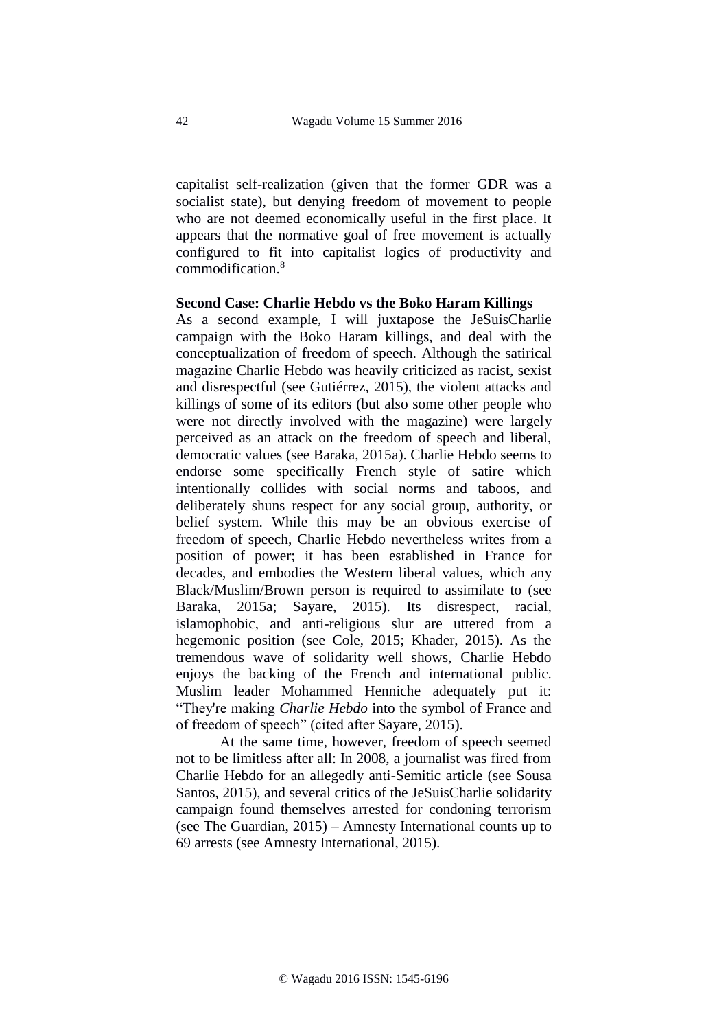capitalist self-realization (given that the former GDR was a socialist state), but denying freedom of movement to people who are not deemed economically useful in the first place. It appears that the normative goal of free movement is actually configured to fit into capitalist logics of productivity and commodification.[8]

**Second Case: Charlie Hebdo vs the Boko Haram Killings**

As a second example, I will juxtapose the JeSuisCharlie campaign with the Boko Haram killings, and deal with the conceptualization of freedom of speech. Although the satirical magazine Charlie Hebdo was heavily criticized as racist, sexist and disrespectful (see Gutiérrez, 2015), the violent attacks and killings of some of its editors (but also some other people who were not directly involved with the magazine) were largely perceived as an attack on the freedom of speech and liberal, democratic values (see Baraka, 2015a). Charlie Hebdo seems to endorse some specifically French style of satire which intentionally collides with social norms and taboos, and deliberately shuns respect for any social group, authority, or belief system. While this may be an obvious exercise of freedom of speech, Charlie Hebdo nevertheless writes from a position of power; it has been established in France for decades, and embodies the Western liberal values, which any Black/Muslim/Brown person is required to assimilate to (see Baraka, 2015a; Sayare, 2015). Its disrespect, racial, islamophobic, and anti-religious slur are uttered from a hegemonic position (see Cole, 2015; Khader, 2015). As the tremendous wave of solidarity well shows, Charlie Hebdo enjoys the backing of the French and international public. Muslim leader Mohammed Henniche adequately put it: "They're making *Charlie Hebdo* into the symbol of France and of freedom of speech" (cited after Sayare, 2015).

At the same time, however, freedom of speech seemed not to be limitless after all: In 2008, a journalist was fired from Charlie Hebdo for an allegedly anti-Semitic article (see Sousa Santos, 2015), and several critics of the JeSuisCharlie solidarity campaign found themselves arrested for condoning terrorism (see The Guardian, 2015) – Amnesty International counts up to 69 arrests (see Amnesty International, 2015).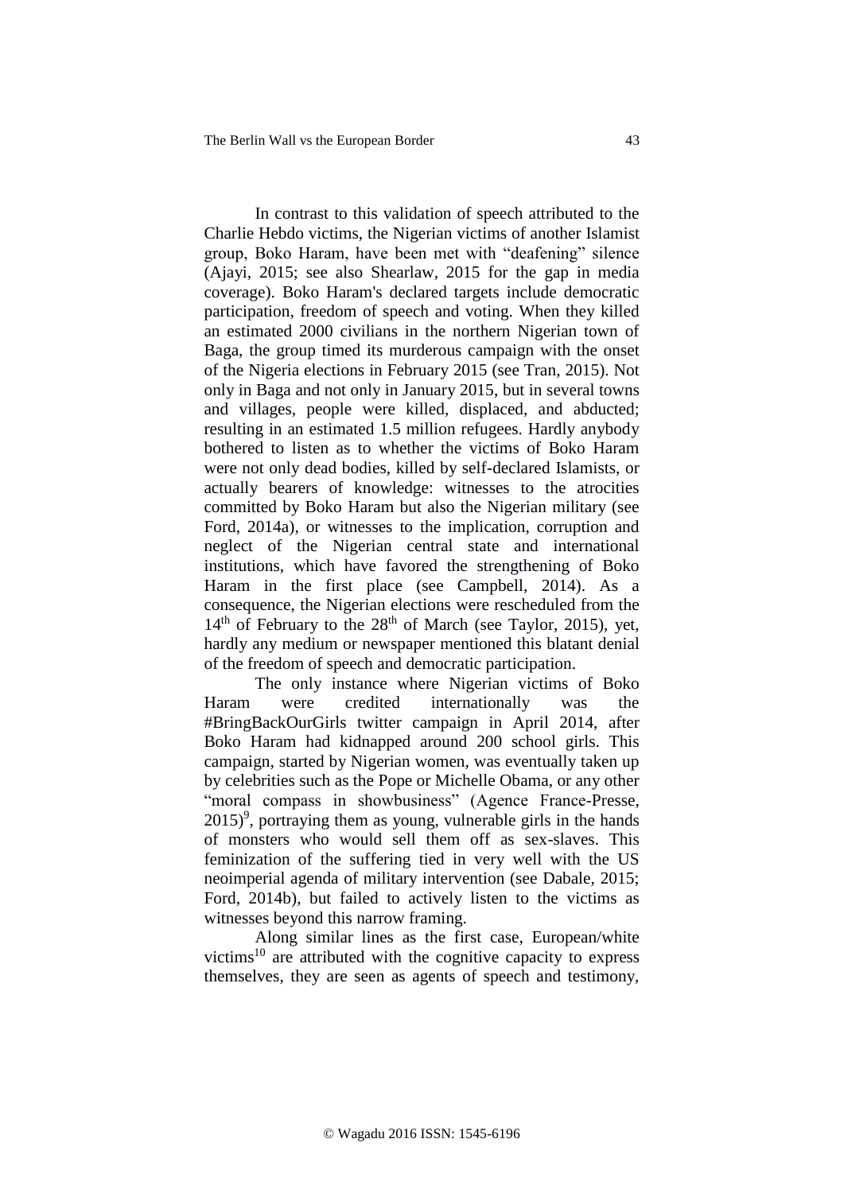In contrast to this validation of speech attributed to the Charlie Hebdo victims, the Nigerian victims of another Islamist group, Boko Haram, have been met with "deafening" silence (Ajayi, 2015; see also Shearlaw, 2015 for the gap in media coverage). Boko Haram's declared targets include democratic participation, freedom of speech and voting. When they killed an estimated 2000 civilians in the northern Nigerian town of Baga, the group timed its murderous campaign with the onset of the Nigeria elections in February 2015 (see Tran, 2015). Not only in Baga and not only in January 2015, but in several towns and villages, people were killed, displaced, and abducted; resulting in an estimated 1.5 million refugees. Hardly anybody bothered to listen as to whether the victims of Boko Haram were not only dead bodies, killed by self-declared Islamists, or actually bearers of knowledge: witnesses to the atrocities committed by Boko Haram but also the Nigerian military (see Ford, 2014a), or witnesses to the implication, corruption and neglect of the Nigerian central state and international institutions, which have favored the strengthening of Boko Haram in the first place (see Campbell, 2014). As a consequence, the Nigerian elections were rescheduled from the 14th of February to the 28th of March (see Taylor, 2015), yet, hardly any medium or newspaper mentioned this blatant denial of the freedom of speech and democratic participation.

The only instance where Nigerian victims of Boko Haram were credited internationally was the #BringBackOurGirls twitter campaign in April 2014, after Boko Haram had kidnapped around 200 school girls. This campaign, started by Nigerian women, was eventually taken up by celebrities such as the Pope or Michelle Obama, or any other "moral compass in showbusiness" (Agence France-Presse, 2015)[9], portraying them as young, vulnerable girls in the hands of monsters who would sell them off as sex-slaves. This feminization of the suffering tied in very well with the US neoimperial agenda of military intervention (see Dabale, 2015; Ford, 2014b), but failed to actively listen to the victims as witnesses beyond this narrow framing.

Along similar lines as the first case, European/white victims[10] are attributed with the cognitive capacity to express themselves, they are seen as agents of speech and testimony,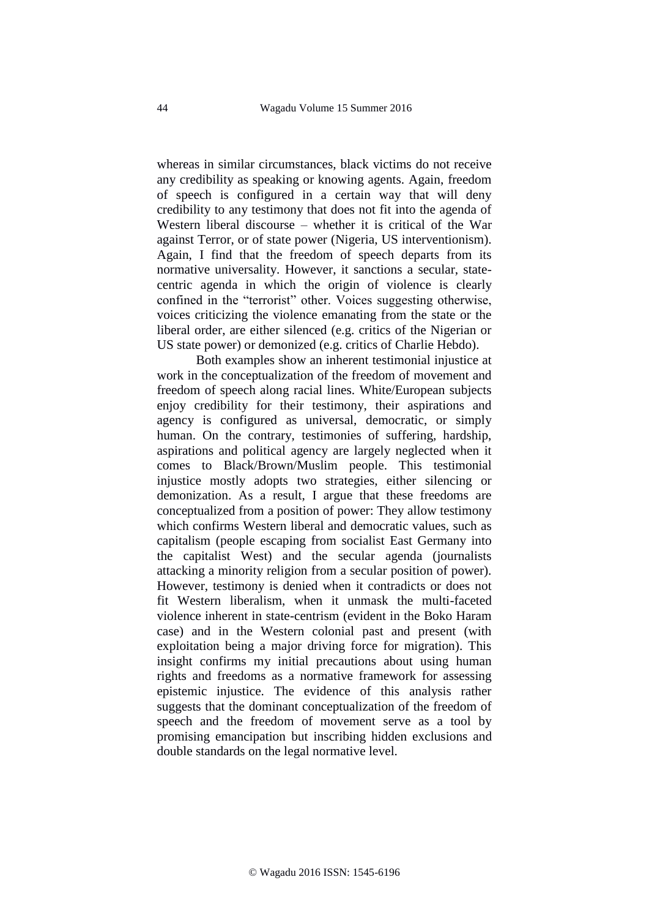whereas in similar circumstances, black victims do not receive any credibility as speaking or knowing agents. Again, freedom of speech is configured in a certain way that will deny credibility to any testimony that does not fit into the agenda of Western liberal discourse – whether it is critical of the War against Terror, or of state power (Nigeria, US interventionism). Again, I find that the freedom of speech departs from its normative universality. However, it sanctions a secular, state-centric agenda in which the origin of violence is clearly confined in the "terrorist" other. Voices suggesting otherwise, voices criticizing the violence emanating from the state or the liberal order, are either silenced (e.g. critics of the Nigerian or US state power) or demonized (e.g. critics of Charlie Hebdo).

Both examples show an inherent testimonial injustice at work in the conceptualization of the freedom of movement and freedom of speech along racial lines. White/European subjects enjoy credibility for their testimony, their aspirations and agency is configured as universal, democratic, or simply human. On the contrary, testimonies of suffering, hardship, aspirations and political agency are largely neglected when it comes to Black/Brown/Muslim people. This testimonial injustice mostly adopts two strategies, either silencing or demonization. As a result, I argue that these freedoms are conceptualized from a position of power: They allow testimony which confirms Western liberal and democratic values, such as capitalism (people escaping from socialist East Germany into the capitalist West) and the secular agenda (journalists attacking a minority religion from a secular position of power). However, testimony is denied when it contradicts or does not fit Western liberalism, when it unmask the multi-faceted violence inherent in state-centrism (evident in the Boko Haram case) and in the Western colonial past and present (with exploitation being a major driving force for migration). This insight confirms my initial precautions about using human rights and freedoms as a normative framework for assessing epistemic injustice. The evidence of this analysis rather suggests that the dominant conceptualization of the freedom of speech and the freedom of movement serve as a tool by promising emancipation but inscribing hidden exclusions and double standards on the legal normative level.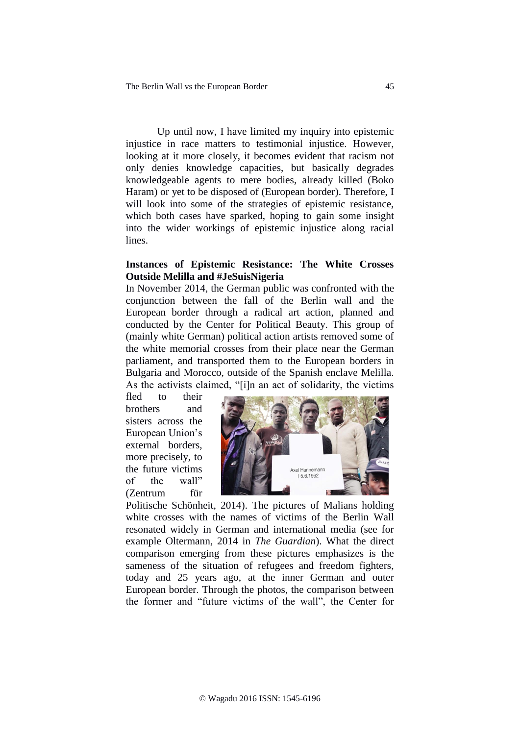Up until now, I have limited my inquiry into epistemic injustice in race matters to testimonial injustice. However, looking at it more closely, it becomes evident that racism not only denies knowledge capacities, but basically degrades knowledgeable agents to mere bodies, already killed (Boko Haram) or yet to be disposed of (European border). Therefore, I will look into some of the strategies of epistemic resistance, which both cases have sparked, hoping to gain some insight into the wider workings of epistemic injustice along racial lines.

**Instances of Epistemic Resistance: The White Crosses Outside Melilla and #JeSuisNigeria**

In November 2014, the German public was confronted with the conjunction between the fall of the Berlin wall and the European border through a radical art action, planned and conducted by the Center for Political Beauty. This group of (mainly white German) political action artists removed some of the white memorial crosses from their place near the German parliament, and transported them to the European borders in Bulgaria and Morocco, outside of the Spanish enclave Melilla. As the activists claimed, "[i]n an act of solidarity, the victims fled to their brothers and sisters across the European Union's external borders, more precisely, to the future victims of the wall" (Zentrum für Politische Schönheit, 2014). The pictures of Malians holding white crosses with the names of victims of the Berlin Wall resonated widely in German and international media (see for example Oltermann, 2014 in *The Guardian*). What the direct comparison emerging from these pictures emphasizes is the sameness of the situation of refugees and freedom fighters, today and 25 years ago, at the inner German and outer European border. Through the photos, the comparison between the former and "future victims of the wall", the Center for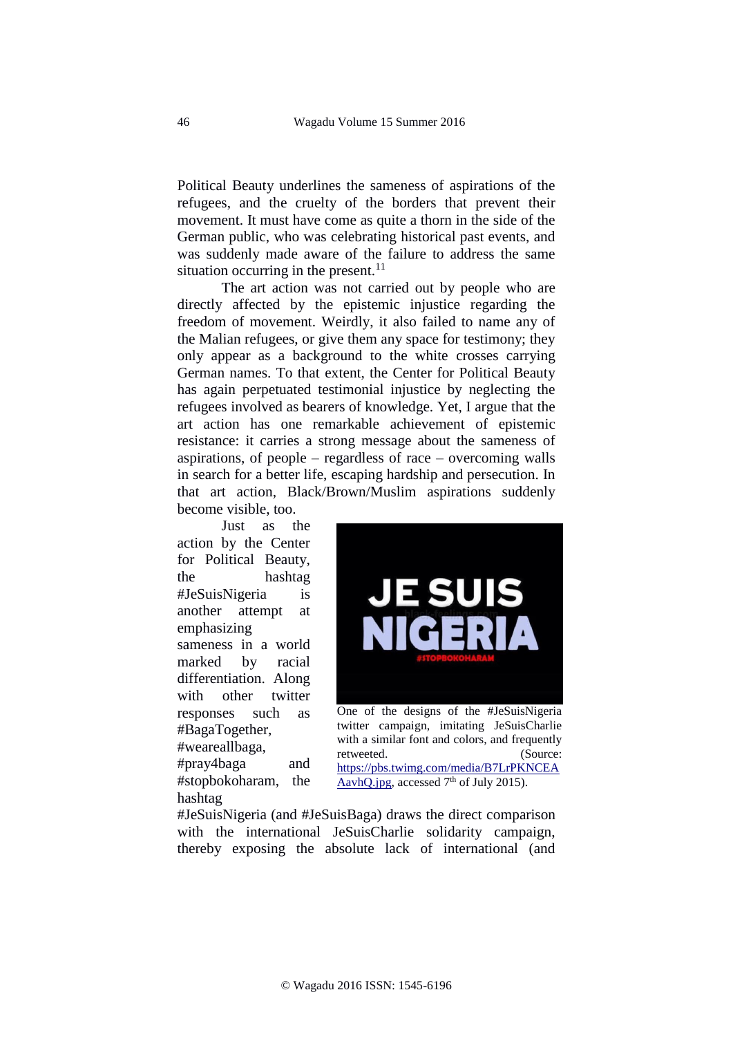Political Beauty underlines the sameness of aspirations of the refugees, and the cruelty of the borders that prevent their movement. It must have come as quite a thorn in the side of the German public, who was celebrating historical past events, and was suddenly made aware of the failure to address the same situation occurring in the present.[11]

The art action was not carried out by people who are directly affected by the epistemic injustice regarding the freedom of movement. Weirdly, it also failed to name any of the Malian refugees, or give them any space for testimony; they only appear as a background to the white crosses carrying German names. To that extent, the Center for Political Beauty has again perpetuated testimonial injustice by neglecting the refugees involved as bearers of knowledge. Yet, I argue that the art action has one remarkable achievement of epistemic resistance: it carries a strong message about the sameness of aspirations, of people – regardless of race – overcoming walls in search for a better life, escaping hardship and persecution. In that art action, Black/Brown/Muslim aspirations suddenly become visible, too.

Just as the action by the Center for Political Beauty, the hashtag #JeSuisNigeria is another attempt at emphasizing sameness in a world marked by racial differentiation. Along with other twitter responses such as #BagaTogether, #weareallbaga, #pray4baga and #stopbokoharam, the hashtag #JeSuisNigeria (and #JeSuisBaga) draws the direct comparison with the international JeSuisCharlie solidarity campaign, thereby exposing the absolute lack of international (and

One of the designs of the #JeSuisNigeria twitter campaign, imitating JeSuisCharlie with a similar font and colors, and frequently retweeted. (Source: https://pbs.twimg.com/media/B7LrPKNCEAAavhQ.jpg, accessed 7th of July 2015).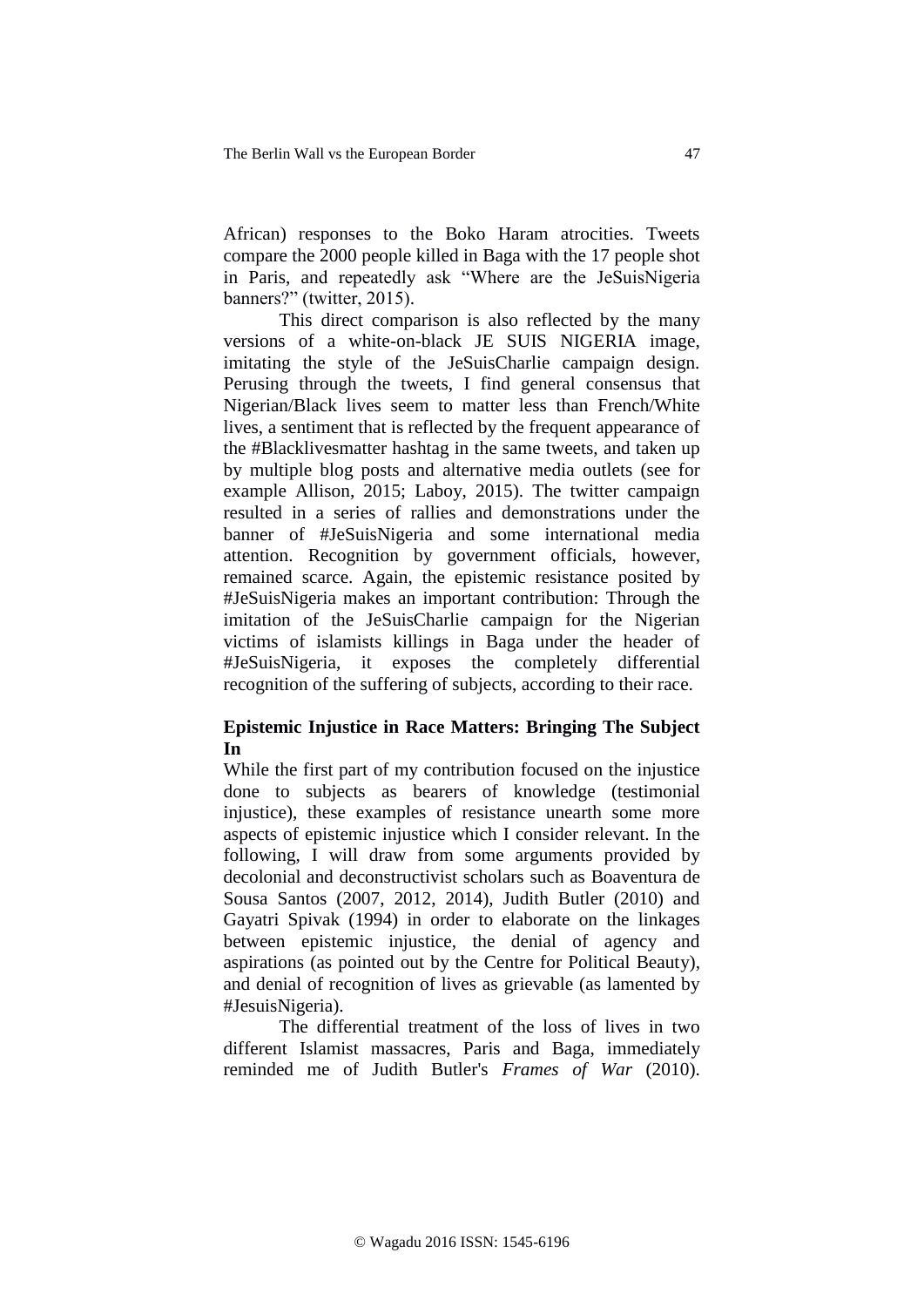African) responses to the Boko Haram atrocities. Tweets compare the 2000 people killed in Baga with the 17 people shot in Paris, and repeatedly ask "Where are the JeSuisNigeria banners?" (twitter, 2015).

This direct comparison is also reflected by the many versions of a white-on-black JE SUIS NIGERIA image, imitating the style of the JeSuisCharlie campaign design. Perusing through the tweets, I find general consensus that Nigerian/Black lives seem to matter less than French/White lives, a sentiment that is reflected by the frequent appearance of the #Blacklivesmatter hashtag in the same tweets, and taken up by multiple blog posts and alternative media outlets (see for example Allison, 2015; Laboy, 2015). The twitter campaign resulted in a series of rallies and demonstrations under the banner of #JeSuisNigeria and some international media attention. Recognition by government officials, however, remained scarce. Again, the epistemic resistance posited by #JeSuisNigeria makes an important contribution: Through the imitation of the JeSuisCharlie campaign for the Nigerian victims of islamists killings in Baga under the header of #JeSuisNigeria, it exposes the completely differential recognition of the suffering of subjects, according to their race.

## Epistemic Injustice in Race Matters: Bringing The Subject In

While the first part of my contribution focused on the injustice done to subjects as bearers of knowledge (testimonial injustice), these examples of resistance unearth some more aspects of epistemic injustice which I consider relevant. In the following, I will draw from some arguments provided by decolonial and deconstructivist scholars such as Boaventura de Sousa Santos (2007, 2012, 2014), Judith Butler (2010) and Gayatri Spivak (1994) in order to elaborate on the linkages between epistemic injustice, the denial of agency and aspirations (as pointed out by the Centre for Political Beauty), and denial of recognition of lives as grievable (as lamented by #JesuisNigeria).

The differential treatment of the loss of lives in two different Islamist massacres, Paris and Baga, immediately reminded me of Judith Butler's *Frames of War* (2010).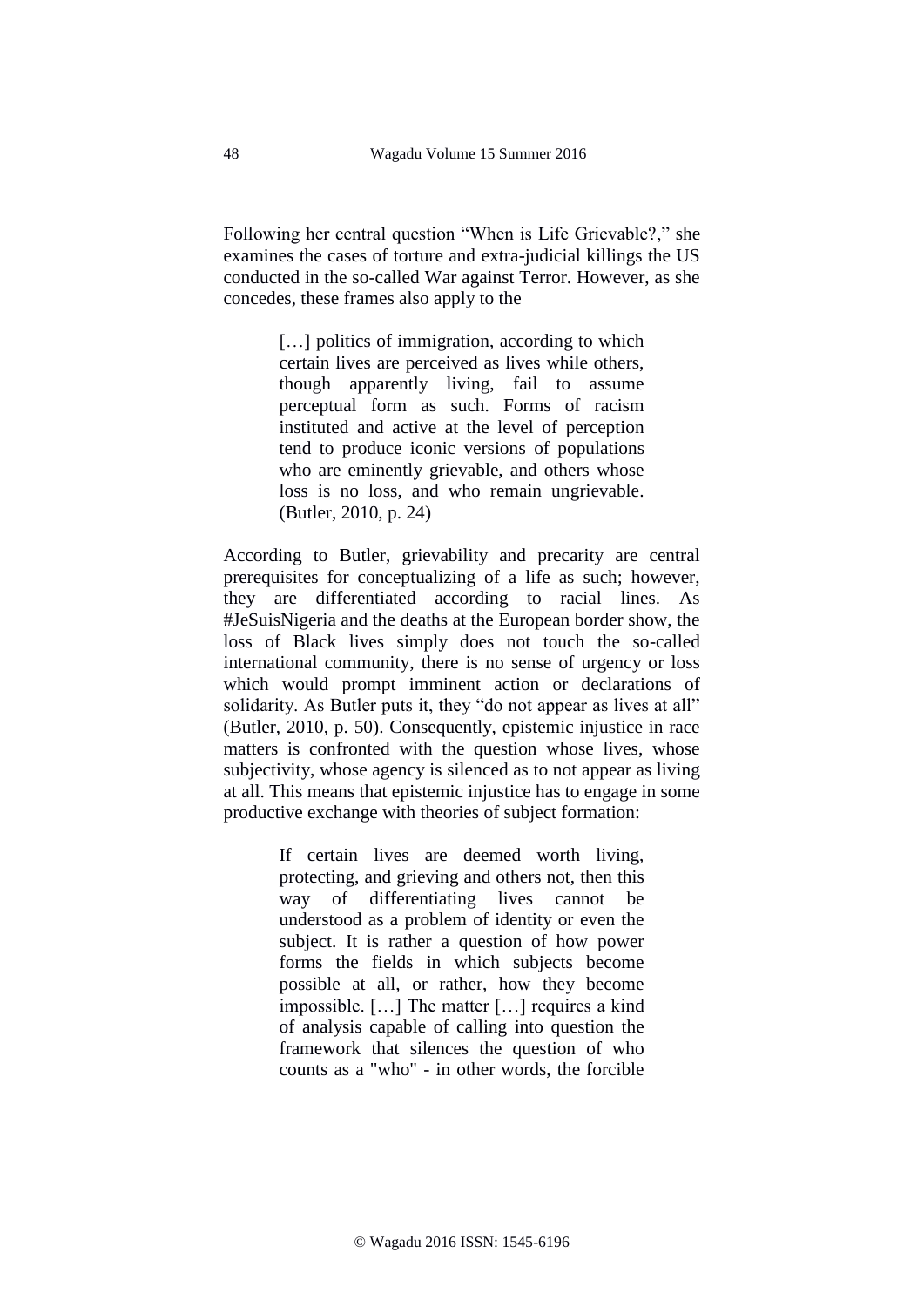Following her central question "When is Life Grievable?," she examines the cases of torture and extra-judicial killings the US conducted in the so-called War against Terror. However, as she concedes, these frames also apply to the

> […] politics of immigration, according to which certain lives are perceived as lives while others, though apparently living, fail to assume perceptual form as such. Forms of racism instituted and active at the level of perception tend to produce iconic versions of populations who are eminently grievable, and others whose loss is no loss, and who remain ungrievable. (Butler, 2010, p. 24)

According to Butler, grievability and precarity are central prerequisites for conceptualizing of a life as such; however, they are differentiated according to racial lines. As #JeSuisNigeria and the deaths at the European border show, the loss of Black lives simply does not touch the so-called international community, there is no sense of urgency or loss which would prompt imminent action or declarations of solidarity. As Butler puts it, they "do not appear as lives at all" (Butler, 2010, p. 50). Consequently, epistemic injustice in race matters is confronted with the question whose lives, whose subjectivity, whose agency is silenced as to not appear as living at all. This means that epistemic injustice has to engage in some productive exchange with theories of subject formation:

> If certain lives are deemed worth living, protecting, and grieving and others not, then this way of differentiating lives cannot be understood as a problem of identity or even the subject. It is rather a question of how power forms the fields in which subjects become possible at all, or rather, how they become impossible. […] The matter […] requires a kind of analysis capable of calling into question the framework that silences the question of who counts as a "who" - in other words, the forcible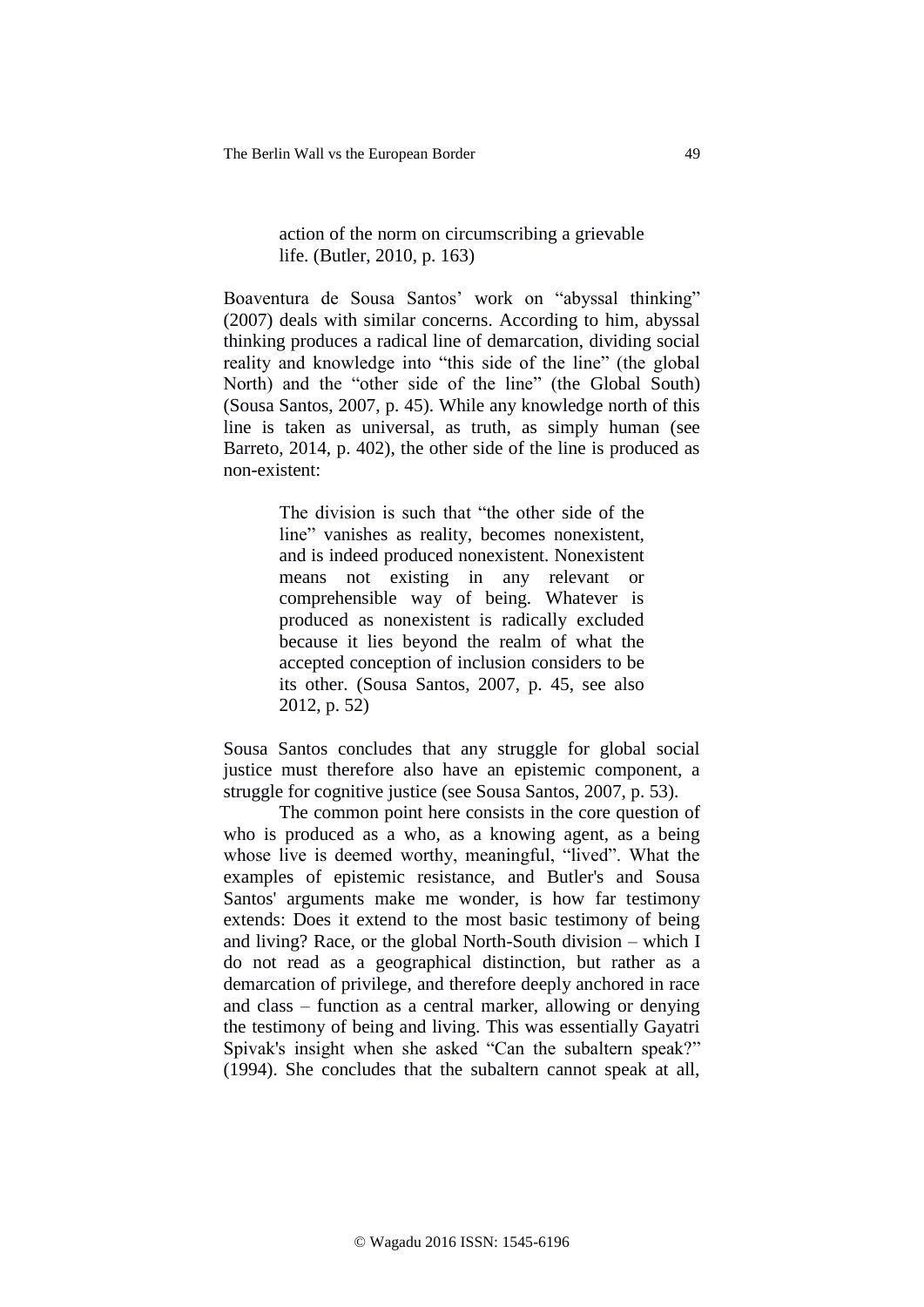> action of the norm on circumscribing a grievable life. (Butler, 2010, p. 163)

Boaventura de Sousa Santos' work on "abyssal thinking" (2007) deals with similar concerns. According to him, abyssal thinking produces a radical line of demarcation, dividing social reality and knowledge into "this side of the line" (the global North) and the "other side of the line" (the Global South) (Sousa Santos, 2007, p. 45). While any knowledge north of this line is taken as universal, as truth, as simply human (see Barreto, 2014, p. 402), the other side of the line is produced as non-existent:

> The division is such that "the other side of the line" vanishes as reality, becomes nonexistent, and is indeed produced nonexistent. Nonexistent means not existing in any relevant or comprehensible way of being. Whatever is produced as nonexistent is radically excluded because it lies beyond the realm of what the accepted conception of inclusion considers to be its other. (Sousa Santos, 2007, p. 45, see also 2012, p. 52)

Sousa Santos concludes that any struggle for global social justice must therefore also have an epistemic component, a struggle for cognitive justice (see Sousa Santos, 2007, p. 53).

The common point here consists in the core question of who is produced as a who, as a knowing agent, as a being whose live is deemed worthy, meaningful, "lived". What the examples of epistemic resistance, and Butler's and Sousa Santos' arguments make me wonder, is how far testimony extends: Does it extend to the most basic testimony of being and living? Race, or the global North-South division – which I do not read as a geographical distinction, but rather as a demarcation of privilege, and therefore deeply anchored in race and class – function as a central marker, allowing or denying the testimony of being and living. This was essentially Gayatri Spivak's insight when she asked "Can the subaltern speak?" (1994). She concludes that the subaltern cannot speak at all,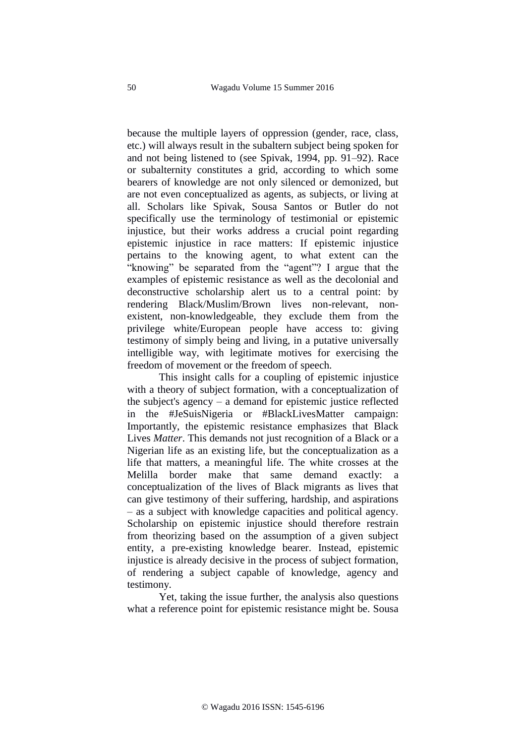because the multiple layers of oppression (gender, race, class, etc.) will always result in the subaltern subject being spoken for and not being listened to (see Spivak, 1994, pp. 91–92). Race or subalternity constitutes a grid, according to which some bearers of knowledge are not only silenced or demonized, but are not even conceptualized as agents, as subjects, or living at all. Scholars like Spivak, Sousa Santos or Butler do not specifically use the terminology of testimonial or epistemic injustice, but their works address a crucial point regarding epistemic injustice in race matters: If epistemic injustice pertains to the knowing agent, to what extent can the "knowing" be separated from the "agent"? I argue that the examples of epistemic resistance as well as the decolonial and deconstructive scholarship alert us to a central point: by rendering Black/Muslim/Brown lives non-relevant, non-existent, non-knowledgeable, they exclude them from the privilege white/European people have access to: giving testimony of simply being and living, in a putative universally intelligible way, with legitimate motives for exercising the freedom of movement or the freedom of speech.

This insight calls for a coupling of epistemic injustice with a theory of subject formation, with a conceptualization of the subject's agency – a demand for epistemic justice reflected in the #JeSuisNigeria or #BlackLivesMatter campaign: Importantly, the epistemic resistance emphasizes that Black Lives *Matter*. This demands not just recognition of a Black or a Nigerian life as an existing life, but the conceptualization as a life that matters, a meaningful life. The white crosses at the Melilla border make that same demand exactly: a conceptualization of the lives of Black migrants as lives that can give testimony of their suffering, hardship, and aspirations – as a subject with knowledge capacities and political agency. Scholarship on epistemic injustice should therefore restrain from theorizing based on the assumption of a given subject entity, a pre-existing knowledge bearer. Instead, epistemic injustice is already decisive in the process of subject formation, of rendering a subject capable of knowledge, agency and testimony.

Yet, taking the issue further, the analysis also questions what a reference point for epistemic resistance might be. Sousa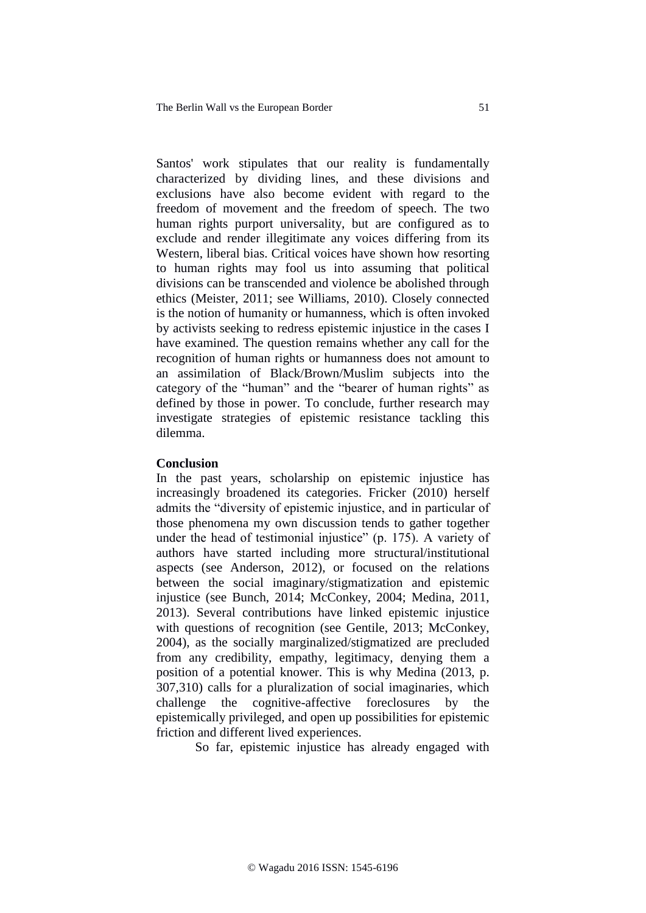Santos' work stipulates that our reality is fundamentally characterized by dividing lines, and these divisions and exclusions have also become evident with regard to the freedom of movement and the freedom of speech. The two human rights purport universality, but are configured as to exclude and render illegitimate any voices differing from its Western, liberal bias. Critical voices have shown how resorting to human rights may fool us into assuming that political divisions can be transcended and violence be abolished through ethics (Meister, 2011; see Williams, 2010). Closely connected is the notion of humanity or humanness, which is often invoked by activists seeking to redress epistemic injustice in the cases I have examined. The question remains whether any call for the recognition of human rights or humanness does not amount to an assimilation of Black/Brown/Muslim subjects into the category of the "human" and the "bearer of human rights" as defined by those in power. To conclude, further research may investigate strategies of epistemic resistance tackling this dilemma.

**Conclusion**

In the past years, scholarship on epistemic injustice has increasingly broadened its categories. Fricker (2010) herself admits the "diversity of epistemic injustice, and in particular of those phenomena my own discussion tends to gather together under the head of testimonial injustice" (p. 175). A variety of authors have started including more structural/institutional aspects (see Anderson, 2012), or focused on the relations between the social imaginary/stigmatization and epistemic injustice (see Bunch, 2014; McConkey, 2004; Medina, 2011, 2013). Several contributions have linked epistemic injustice with questions of recognition (see Gentile, 2013; McConkey, 2004), as the socially marginalized/stigmatized are precluded from any credibility, empathy, legitimacy, denying them a position of a potential knower. This is why Medina (2013, p. 307,310) calls for a pluralization of social imaginaries, which challenge the cognitive-affective foreclosures by the epistemically privileged, and open up possibilities for epistemic friction and different lived experiences.

So far, epistemic injustice has already engaged with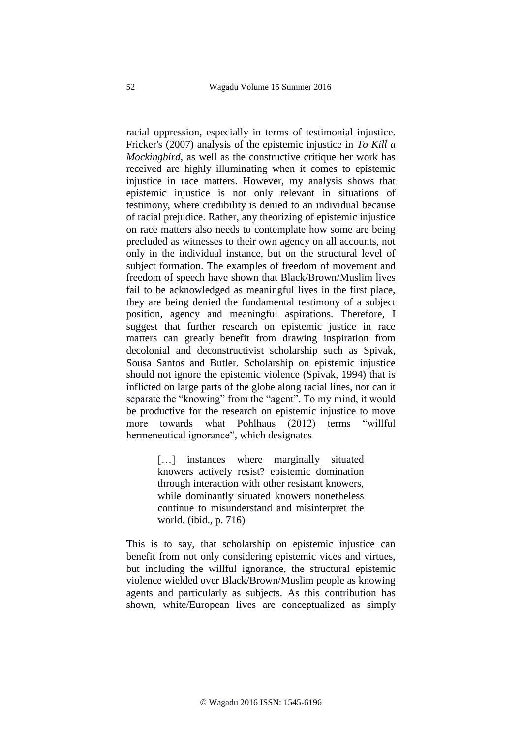racial oppression, especially in terms of testimonial injustice. Fricker's (2007) analysis of the epistemic injustice in *To Kill a Mockingbird*, as well as the constructive critique her work has received are highly illuminating when it comes to epistemic injustice in race matters. However, my analysis shows that epistemic injustice is not only relevant in situations of testimony, where credibility is denied to an individual because of racial prejudice. Rather, any theorizing of epistemic injustice on race matters also needs to contemplate how some are being precluded as witnesses to their own agency on all accounts, not only in the individual instance, but on the structural level of subject formation. The examples of freedom of movement and freedom of speech have shown that Black/Brown/Muslim lives fail to be acknowledged as meaningful lives in the first place, they are being denied the fundamental testimony of a subject position, agency and meaningful aspirations. Therefore, I suggest that further research on epistemic justice in race matters can greatly benefit from drawing inspiration from decolonial and deconstructivist scholarship such as Spivak, Sousa Santos and Butler. Scholarship on epistemic injustice should not ignore the epistemic violence (Spivak, 1994) that is inflicted on large parts of the globe along racial lines, nor can it separate the "knowing" from the "agent". To my mind, it would be productive for the research on epistemic injustice to move more towards what Pohlhaus (2012) terms "willful hermeneutical ignorance", which designates

> […] instances where marginally situated knowers actively resist? epistemic domination through interaction with other resistant knowers, while dominantly situated knowers nonetheless continue to misunderstand and misinterpret the world. (ibid., p. 716)

This is to say, that scholarship on epistemic injustice can benefit from not only considering epistemic vices and virtues, but including the willful ignorance, the structural epistemic violence wielded over Black/Brown/Muslim people as knowing agents and particularly as subjects. As this contribution has shown, white/European lives are conceptualized as simply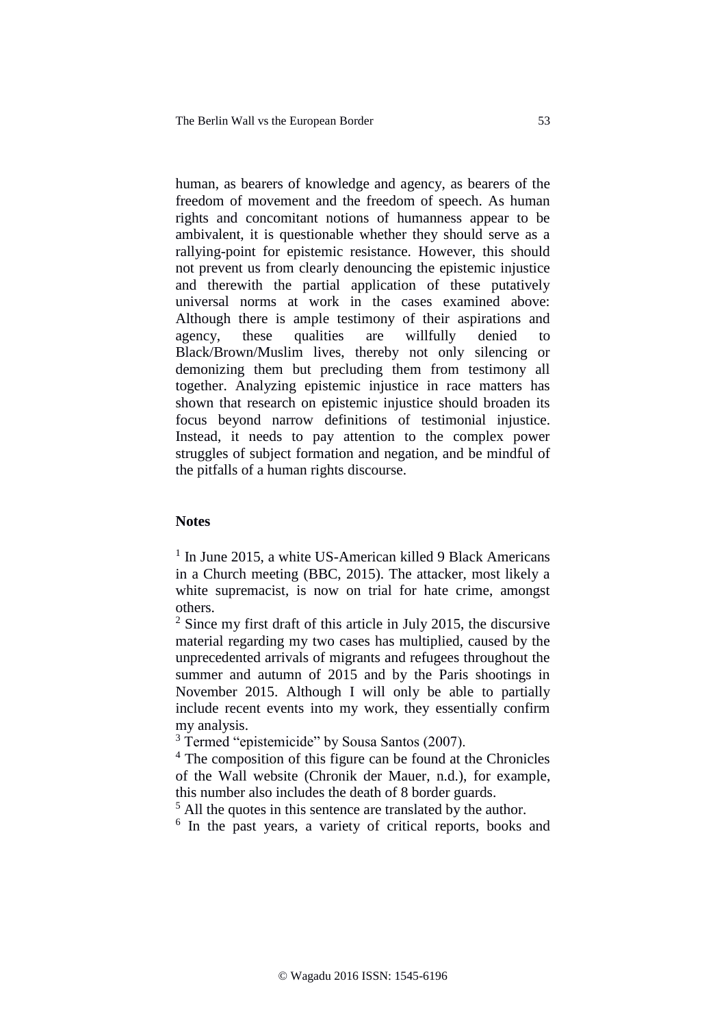human, as bearers of knowledge and agency, as bearers of the freedom of movement and the freedom of speech. As human rights and concomitant notions of humanness appear to be ambivalent, it is questionable whether they should serve as a rallying-point for epistemic resistance. However, this should not prevent us from clearly denouncing the epistemic injustice and therewith the partial application of these putatively universal norms at work in the cases examined above: Although there is ample testimony of their aspirations and agency, these qualities are willfully denied to Black/Brown/Muslim lives, thereby not only silencing or demonizing them but precluding them from testimony all together. Analyzing epistemic injustice in race matters has shown that research on epistemic injustice should broaden its focus beyond narrow definitions of testimonial injustice. Instead, it needs to pay attention to the complex power struggles of subject formation and negation, and be mindful of the pitfalls of a human rights discourse.

## Notes

[1] In June 2015, a white US-American killed 9 Black Americans in a Church meeting (BBC, 2015). The attacker, most likely a white supremacist, is now on trial for hate crime, amongst others.

[2] Since my first draft of this article in July 2015, the discursive material regarding my two cases has multiplied, caused by the unprecedented arrivals of migrants and refugees throughout the summer and autumn of 2015 and by the Paris shootings in November 2015. Although I will only be able to partially include recent events into my work, they essentially confirm my analysis.

[3] Termed "epistemicide" by Sousa Santos (2007).

[4] The composition of this figure can be found at the Chronicles of the Wall website (Chronik der Mauer, n.d.), for example, this number also includes the death of 8 border guards.

[5] All the quotes in this sentence are translated by the author.

[6] In the past years, a variety of critical reports, books and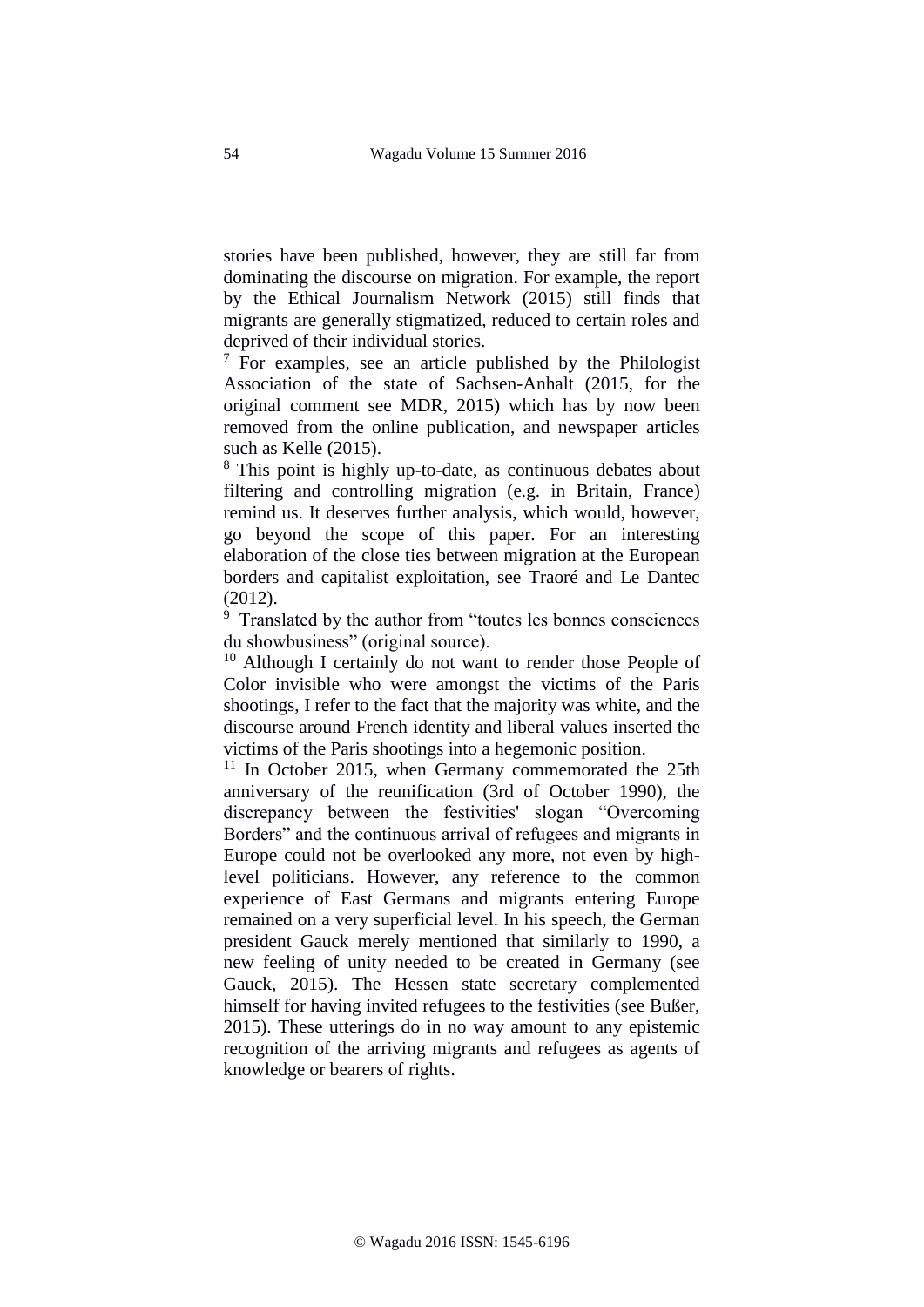stories have been published, however, they are still far from dominating the discourse on migration. For example, the report by the Ethical Journalism Network (2015) still finds that migrants are generally stigmatized, reduced to certain roles and deprived of their individual stories.

[7] For examples, see an article published by the Philologist Association of the state of Sachsen-Anhalt (2015, for the original comment see MDR, 2015) which has by now been removed from the online publication, and newspaper articles such as Kelle (2015).

[8] This point is highly up-to-date, as continuous debates about filtering and controlling migration (e.g. in Britain, France) remind us. It deserves further analysis, which would, however, go beyond the scope of this paper. For an interesting elaboration of the close ties between migration at the European borders and capitalist exploitation, see Traoré and Le Dantec (2012).

[9] Translated by the author from "toutes les bonnes consciences du showbusiness" (original source).

[10] Although I certainly do not want to render those People of Color invisible who were amongst the victims of the Paris shootings, I refer to the fact that the majority was white, and the discourse around French identity and liberal values inserted the victims of the Paris shootings into a hegemonic position.

[11] In October 2015, when Germany commemorated the 25th anniversary of the reunification (3rd of October 1990), the discrepancy between the festivities' slogan "Overcoming Borders" and the continuous arrival of refugees and migrants in Europe could not be overlooked any more, not even by high-level politicians. However, any reference to the common experience of East Germans and migrants entering Europe remained on a very superficial level. In his speech, the German president Gauck merely mentioned that similarly to 1990, a new feeling of unity needed to be created in Germany (see Gauck, 2015). The Hessen state secretary complemented himself for having invited refugees to the festivities (see Bußer, 2015). These utterings do in no way amount to any epistemic recognition of the arriving migrants and refugees as agents of knowledge or bearers of rights.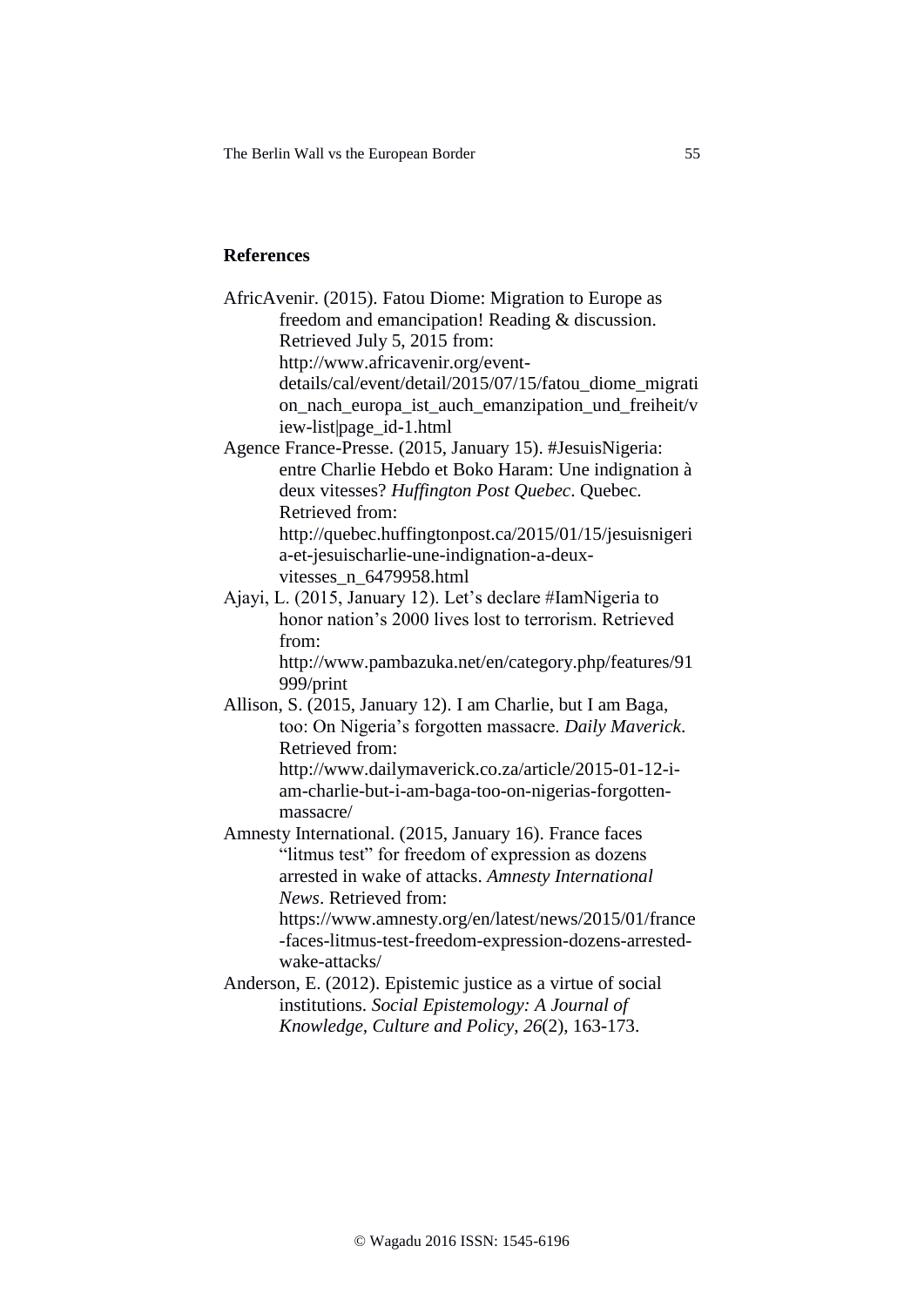## References

AfricAvenir. (2015). Fatou Diome: Migration to Europe as freedom and emancipation! Reading & discussion. Retrieved July 5, 2015 from: http://www.africavenir.org/event-details/cal/event/detail/2015/07/15/fatou_diome_migration_nach_europa_ist_auch_emanzipation_und_freiheit/view-list|page_id-1.html

Agence France-Presse. (2015, January 15). #JesuisNigeria: entre Charlie Hebdo et Boko Haram: Une indignation à deux vitesses? *Huffington Post Quebec*. Quebec. Retrieved from: http://quebec.huffingtonpost.ca/2015/01/15/jesuisnigeria-et-jesuischarlie-une-indignation-a-deux-vitesses_n_6479958.html

Ajayi, L. (2015, January 12). Let's declare #IamNigeria to honor nation's 2000 lives lost to terrorism. Retrieved from: http://www.pambazuka.net/en/category.php/features/91999/print

Allison, S. (2015, January 12). I am Charlie, but I am Baga, too: On Nigeria's forgotten massacre. *Daily Maverick*. Retrieved from: http://www.dailymaverick.co.za/article/2015-01-12-i-am-charlie-but-i-am-baga-too-on-nigerias-forgotten-massacre/

Amnesty International. (2015, January 16). France faces "litmus test" for freedom of expression as dozens arrested in wake of attacks. *Amnesty International News*. Retrieved from: https://www.amnesty.org/en/latest/news/2015/01/france-faces-litmus-test-freedom-expression-dozens-arrested-wake-attacks/

Anderson, E. (2012). Epistemic justice as a virtue of social institutions. *Social Epistemology: A Journal of Knowledge, Culture and Policy*, *26*(2), 163-173.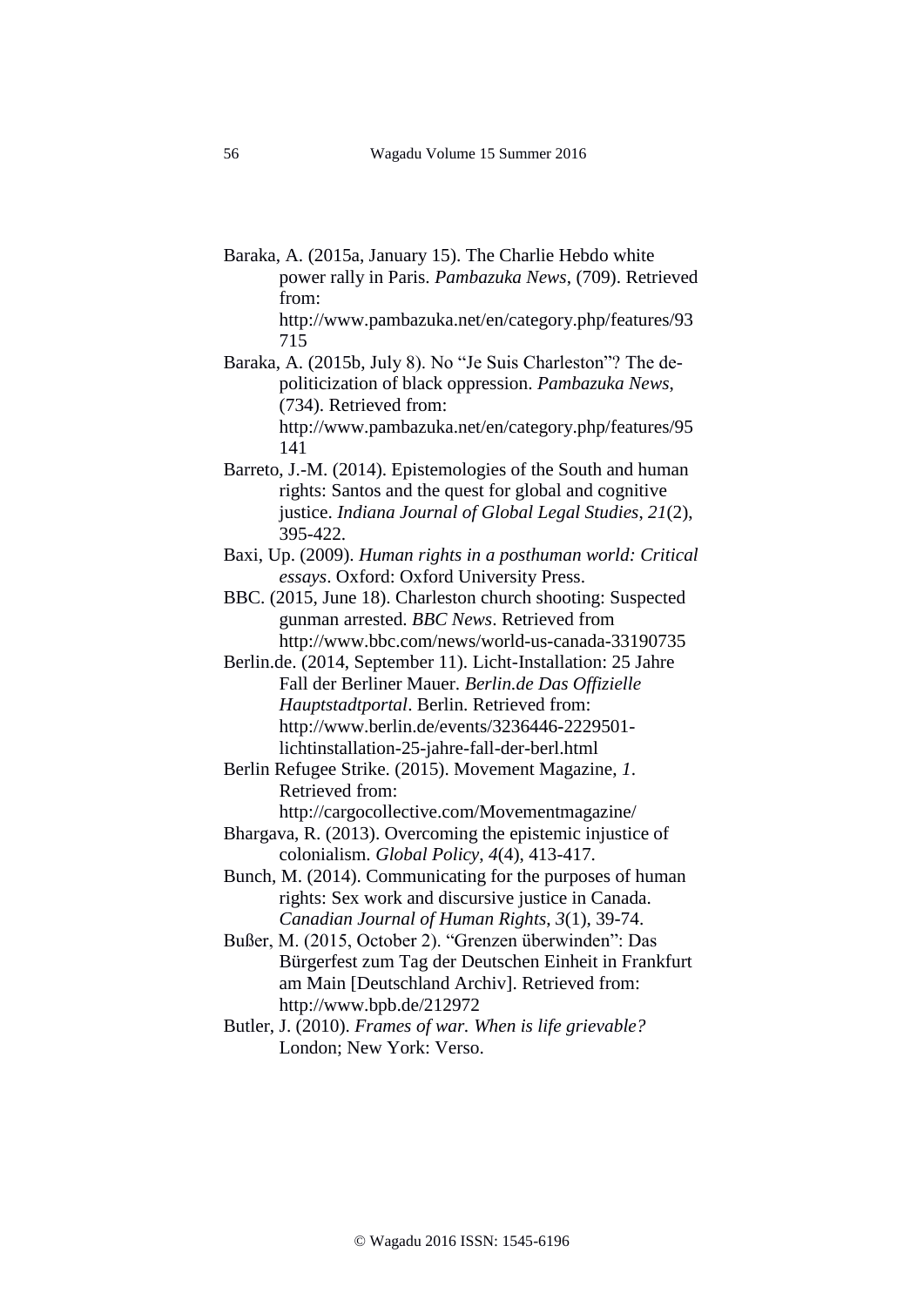Baraka, A. (2015a, January 15). The Charlie Hebdo white power rally in Paris. *Pambazuka News*, (709). Retrieved from: http://www.pambazuka.net/en/category.php/features/93715

Baraka, A. (2015b, July 8). No "Je Suis Charleston"? The de-politicization of black oppression. *Pambazuka News*, (734). Retrieved from: http://www.pambazuka.net/en/category.php/features/95141

Barreto, J.-M. (2014). Epistemologies of the South and human rights: Santos and the quest for global and cognitive justice. *Indiana Journal of Global Legal Studies*, *21*(2), 395-422.

Baxi, Up. (2009). *Human rights in a posthuman world: Critical essays*. Oxford: Oxford University Press.

BBC. (2015, June 18). Charleston church shooting: Suspected gunman arrested. *BBC News*. Retrieved from http://www.bbc.com/news/world-us-canada-33190735

Berlin.de. (2014, September 11). Licht-Installation: 25 Jahre Fall der Berliner Mauer. *Berlin.de Das Offizielle Hauptstadtportal*. Berlin. Retrieved from: http://www.berlin.de/events/3236446-2229501-lichtinstallation-25-jahre-fall-der-berl.html

Berlin Refugee Strike. (2015). Movement Magazine, *1*. Retrieved from: http://cargocollective.com/Movementmagazine/

Bhargava, R. (2013). Overcoming the epistemic injustice of colonialism. *Global Policy*, *4*(4), 413-417.

Bunch, M. (2014). Communicating for the purposes of human rights: Sex work and discursive justice in Canada. *Canadian Journal of Human Rights*, *3*(1), 39-74.

Bußer, M. (2015, October 2). "Grenzen überwinden": Das Bürgerfest zum Tag der Deutschen Einheit in Frankfurt am Main [Deutschland Archiv]. Retrieved from: http://www.bpb.de/212972

Butler, J. (2010). *Frames of war. When is life grievable?* London; New York: Verso.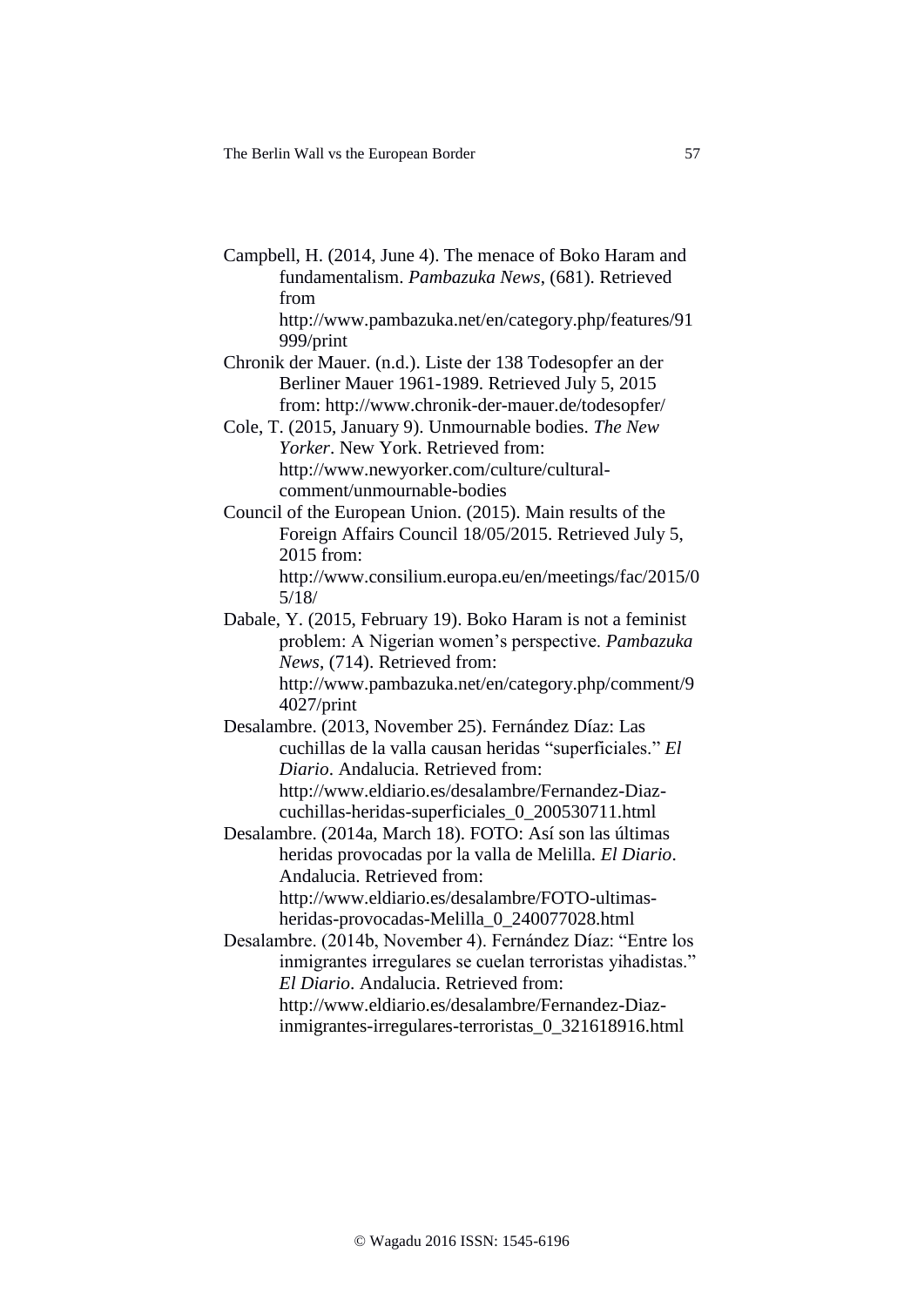Campbell, H. (2014, June 4). The menace of Boko Haram and fundamentalism. *Pambazuka News*, (681). Retrieved from http://www.pambazuka.net/en/category.php/features/91999/print

Chronik der Mauer. (n.d.). Liste der 138 Todesopfer an der Berliner Mauer 1961-1989. Retrieved July 5, 2015 from: http://www.chronik-der-mauer.de/todesopfer/

Cole, T. (2015, January 9). Unmournable bodies. *The New Yorker*. New York. Retrieved from: http://www.newyorker.com/culture/cultural-comment/unmournable-bodies

Council of the European Union. (2015). Main results of the Foreign Affairs Council 18/05/2015. Retrieved July 5, 2015 from: http://www.consilium.europa.eu/en/meetings/fac/2015/05/18/

Dabale, Y. (2015, February 19). Boko Haram is not a feminist problem: A Nigerian women's perspective. *Pambazuka News*, (714). Retrieved from: http://www.pambazuka.net/en/category.php/comment/94027/print

Desalambre. (2013, November 25). Fernández Díaz: Las cuchillas de la valla causan heridas "superficiales." *El Diario*. Andalucia. Retrieved from: http://www.eldiario.es/desalambre/Fernandez-Diaz-cuchillas-heridas-superficiales_0_200530711.html

Desalambre. (2014a, March 18). FOTO: Así son las últimas heridas provocadas por la valla de Melilla. *El Diario*. Andalucia. Retrieved from: http://www.eldiario.es/desalambre/FOTO-ultimas-heridas-provocadas-Melilla_0_240077028.html

Desalambre. (2014b, November 4). Fernández Díaz: "Entre los inmigrantes irregulares se cuelan terroristas yihadistas." *El Diario*. Andalucia. Retrieved from: http://www.eldiario.es/desalambre/Fernandez-Diaz-inmigrantes-irregulares-terroristas_0_321618916.html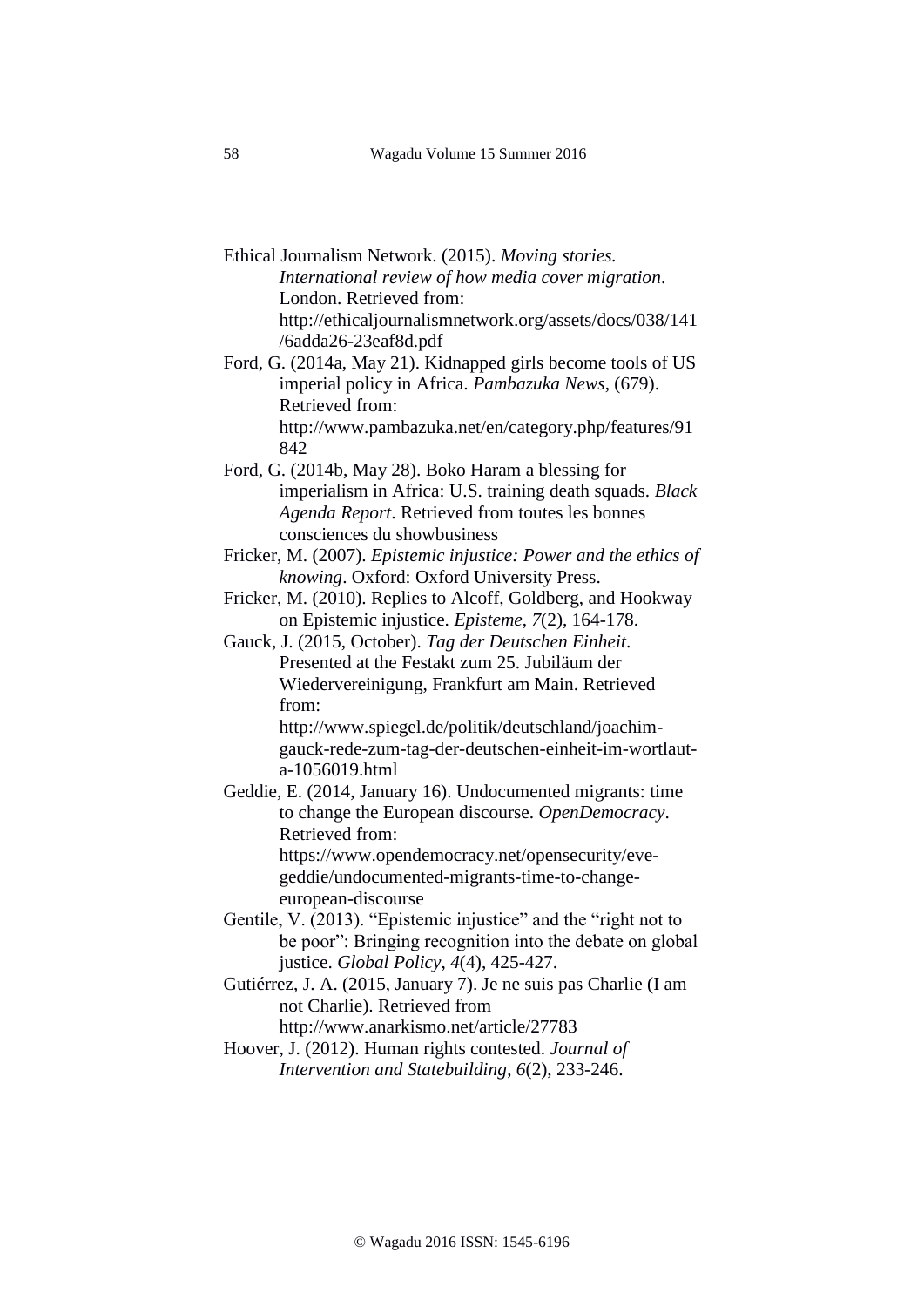Ethical Journalism Network. (2015). *Moving stories. International review of how media cover migration*. London. Retrieved from: http://ethicaljournalismnetwork.org/assets/docs/038/141/6adda26-23eaf8d.pdf

Ford, G. (2014a, May 21). Kidnapped girls become tools of US imperial policy in Africa. *Pambazuka News*, (679). Retrieved from: http://www.pambazuka.net/en/category.php/features/91842

Ford, G. (2014b, May 28). Boko Haram a blessing for imperialism in Africa: U.S. training death squads. *Black Agenda Report*. Retrieved from toutes les bonnes consciences du showbusiness

Fricker, M. (2007). *Epistemic injustice: Power and the ethics of knowing*. Oxford: Oxford University Press.

Fricker, M. (2010). Replies to Alcoff, Goldberg, and Hookway on Epistemic injustice. *Episteme*, *7*(2), 164-178.

Gauck, J. (2015, October). *Tag der Deutschen Einheit*. Presented at the Festakt zum 25. Jubiläum der Wiedervereinigung, Frankfurt am Main. Retrieved from: http://www.spiegel.de/politik/deutschland/joachim-gauck-rede-zum-tag-der-deutschen-einheit-im-wortlaut-a-1056019.html

Geddie, E. (2014, January 16). Undocumented migrants: time to change the European discourse. *OpenDemocracy*. Retrieved from: https://www.opendemocracy.net/opensecurity/eve-geddie/undocumented-migrants-time-to-change-european-discourse

Gentile, V. (2013). "Epistemic injustice" and the "right not to be poor": Bringing recognition into the debate on global justice. *Global Policy*, *4*(4), 425-427.

Gutiérrez, J. A. (2015, January 7). Je ne suis pas Charlie (I am not Charlie). Retrieved from http://www.anarkismo.net/article/27783

Hoover, J. (2012). Human rights contested. *Journal of Intervention and Statebuilding*, *6*(2), 233-246.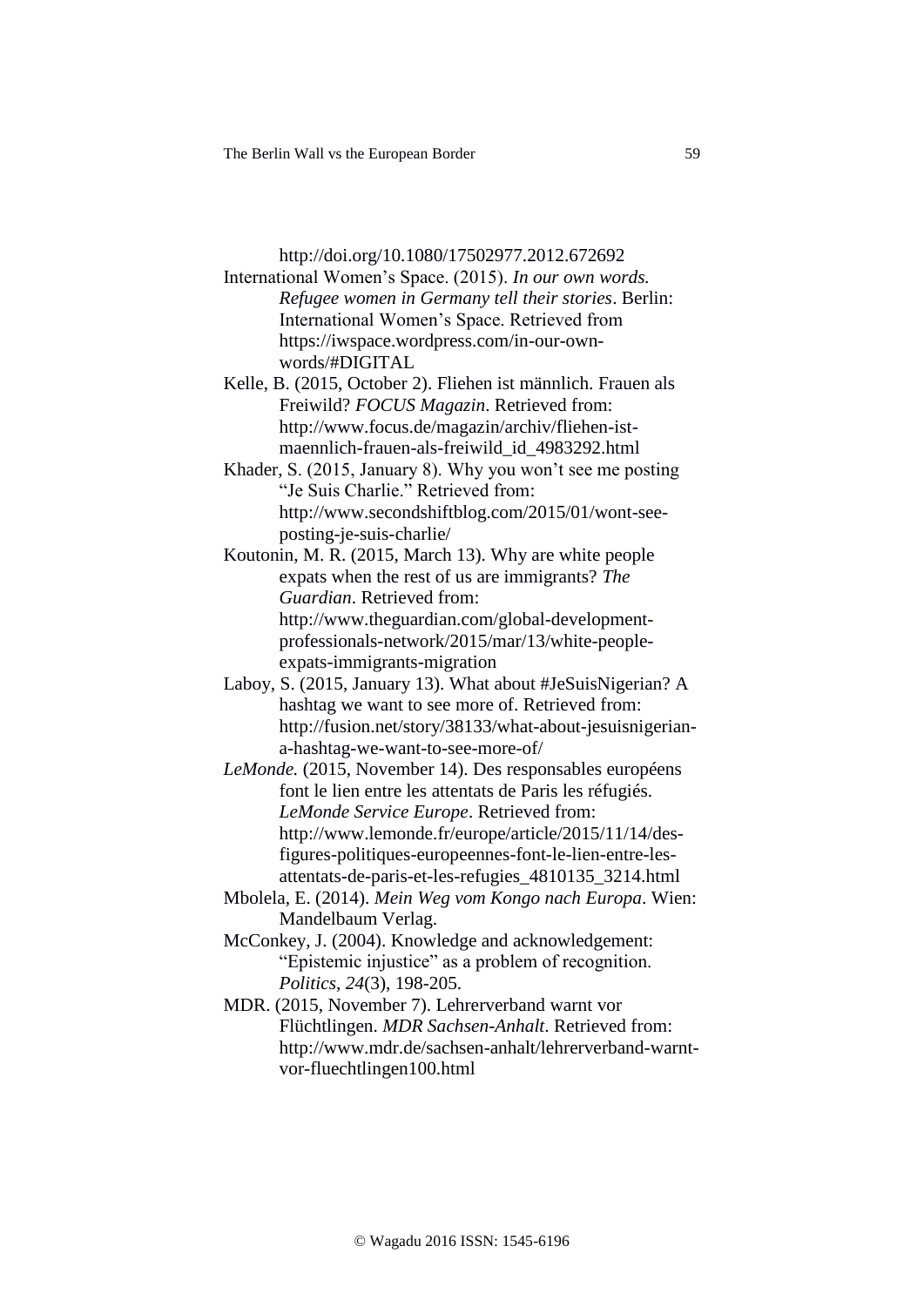http://doi.org/10.1080/17502977.2012.672692

International Women's Space. (2015). *In our own words. Refugee women in Germany tell their stories*. Berlin: International Women's Space. Retrieved from https://iwspace.wordpress.com/in-our-own-words/#DIGITAL

Kelle, B. (2015, October 2). Fliehen ist männlich. Frauen als Freiwild? *FOCUS Magazin*. Retrieved from: http://www.focus.de/magazin/archiv/fliehen-ist-maennlich-frauen-als-freiwild_id_4983292.html

Khader, S. (2015, January 8). Why you won't see me posting "Je Suis Charlie." Retrieved from: http://www.secondshiftblog.com/2015/01/wont-see-posting-je-suis-charlie/

Koutonin, M. R. (2015, March 13). Why are white people expats when the rest of us are immigrants? *The Guardian*. Retrieved from: http://www.theguardian.com/global-development-professionals-network/2015/mar/13/white-people-expats-immigrants-migration

Laboy, S. (2015, January 13). What about #JeSuisNigerian? A hashtag we want to see more of. Retrieved from: http://fusion.net/story/38133/what-about-jesuisnigerian-a-hashtag-we-want-to-see-more-of/

*LeMonde.* (2015, November 14). Des responsables européens font le lien entre les attentats de Paris les réfugiés. *LeMonde Service Europe*. Retrieved from: http://www.lemonde.fr/europe/article/2015/11/14/des-figures-politiques-europeennes-font-le-lien-entre-les-attentats-de-paris-et-les-refugies_4810135_3214.html

Mbolela, E. (2014). *Mein Weg vom Kongo nach Europa*. Wien: Mandelbaum Verlag.

McConkey, J. (2004). Knowledge and acknowledgement: "Epistemic injustice" as a problem of recognition. *Politics*, *24*(3), 198-205.

MDR. (2015, November 7). Lehrerverband warnt vor Flüchtlingen. *MDR Sachsen-Anhalt*. Retrieved from: http://www.mdr.de/sachsen-anhalt/lehrerverband-warnt-vor-fluechtlingen100.html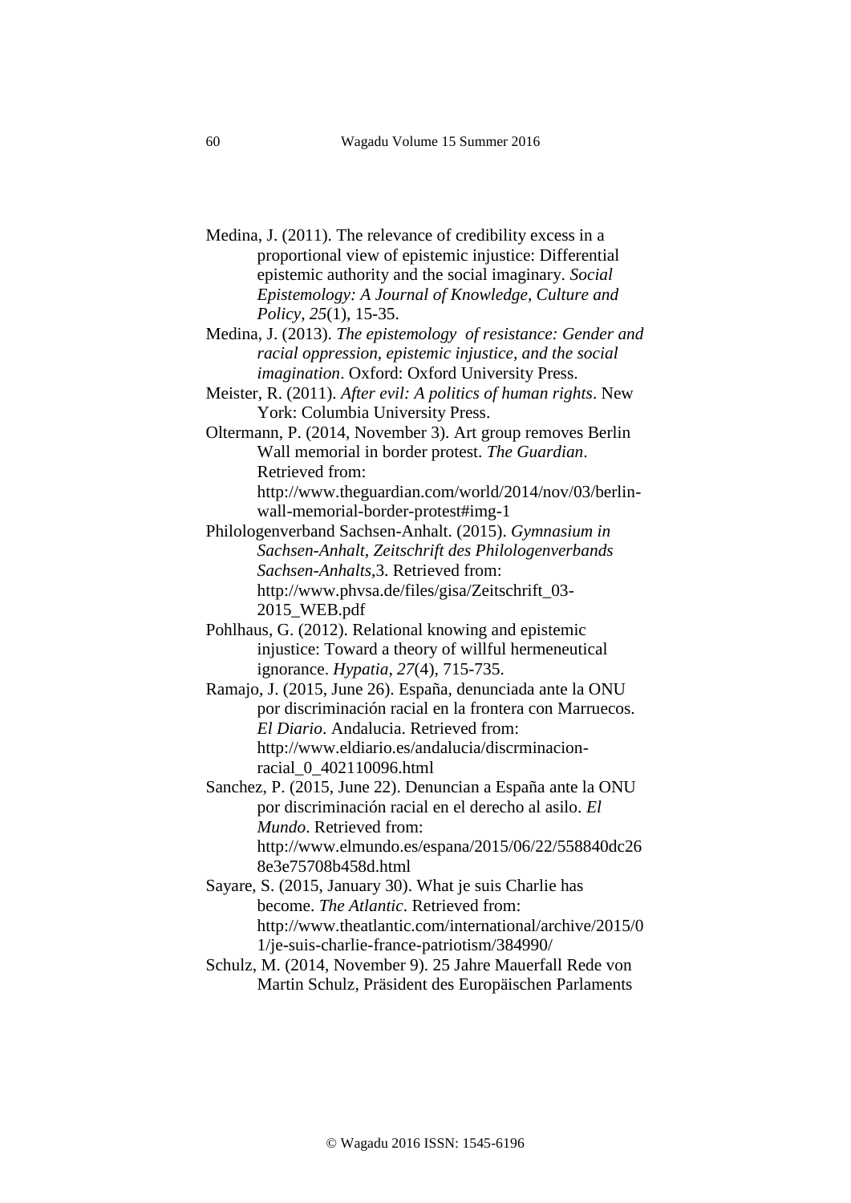Medina, J. (2011). The relevance of credibility excess in a proportional view of epistemic injustice: Differential epistemic authority and the social imaginary. *Social Epistemology: A Journal of Knowledge, Culture and Policy*, *25*(1), 15-35.

Medina, J. (2013). *The epistemology of resistance: Gender and racial oppression, epistemic injustice, and the social imagination*. Oxford: Oxford University Press.

Meister, R. (2011). *After evil: A politics of human rights*. New York: Columbia University Press.

Oltermann, P. (2014, November 3). Art group removes Berlin Wall memorial in border protest. *The Guardian*. Retrieved from: http://www.theguardian.com/world/2014/nov/03/berlin-wall-memorial-border-protest#img-1

Philologenverband Sachsen-Anhalt. (2015). *Gymnasium in Sachsen-Anhalt*, *Zeitschrift des Philologenverbands Sachsen-Anhalts*,3. Retrieved from: http://www.phvsa.de/files/gisa/Zeitschrift_03-2015_WEB.pdf

Pohlhaus, G. (2012). Relational knowing and epistemic injustice: Toward a theory of willful hermeneutical ignorance. *Hypatia*, *27*(4), 715-735.

Ramajo, J. (2015, June 26). España, denunciada ante la ONU por discriminación racial en la frontera con Marruecos. *El Diario*. Andalucia. Retrieved from: http://www.eldiario.es/andalucia/discrminacion-racial_0_402110096.html

Sanchez, P. (2015, June 22). Denuncian a España ante la ONU por discriminación racial en el derecho al asilo. *El Mundo*. Retrieved from: http://www.elmundo.es/espana/2015/06/22/558840dc268e3e75708b458d.html

Sayare, S. (2015, January 30). What je suis Charlie has become. *The Atlantic*. Retrieved from: http://www.theatlantic.com/international/archive/2015/01/je-suis-charlie-france-patriotism/384990/

Schulz, M. (2014, November 9). 25 Jahre Mauerfall Rede von Martin Schulz, Präsident des Europäischen Parlaments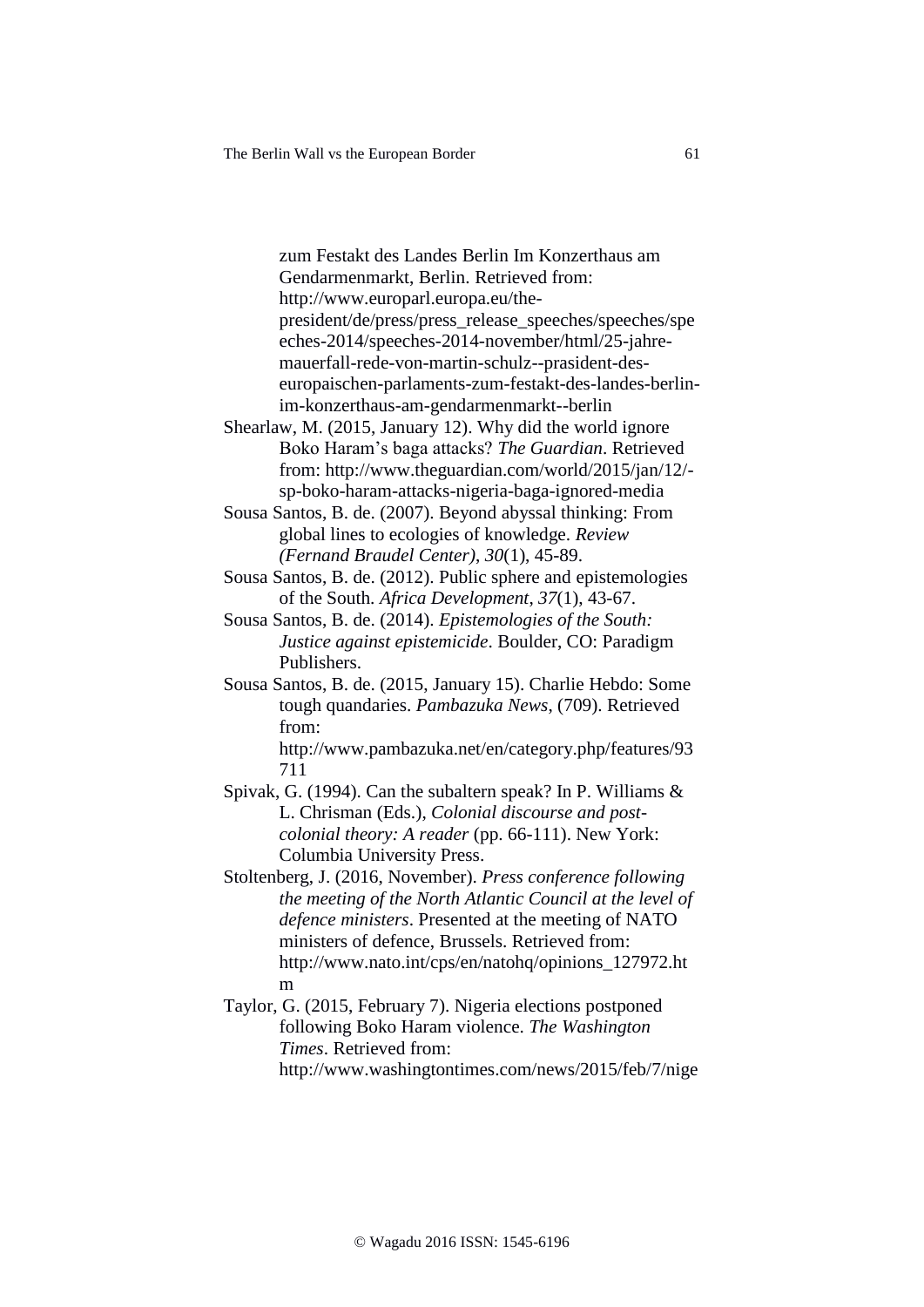zum Festakt des Landes Berlin Im Konzerthaus am Gendarmenmarkt, Berlin. Retrieved from: http://www.europarl.europa.eu/the-president/de/press/press_release_speeches/speeches/speeches-2014/speeches-2014-november/html/25-jahre-mauerfall-rede-von-martin-schulz--prasident-des-europaischen-parlaments-zum-festakt-des-landes-berlin-im-konzerthaus-am-gendarmenmarkt--berlin

Shearlaw, M. (2015, January 12). Why did the world ignore Boko Haram's baga attacks? *The Guardian*. Retrieved from: http://www.theguardian.com/world/2015/jan/12/-sp-boko-haram-attacks-nigeria-baga-ignored-media

Sousa Santos, B. de. (2007). Beyond abyssal thinking: From global lines to ecologies of knowledge. *Review (Fernand Braudel Center)*, *30*(1), 45-89.

Sousa Santos, B. de. (2012). Public sphere and epistemologies of the South. *Africa Development*, *37*(1), 43-67.

Sousa Santos, B. de. (2014). *Epistemologies of the South: Justice against epistemicide*. Boulder, CO: Paradigm Publishers.

Sousa Santos, B. de. (2015, January 15). Charlie Hebdo: Some tough quandaries. *Pambazuka News*, (709). Retrieved from: http://www.pambazuka.net/en/category.php/features/93711

Spivak, G. (1994). Can the subaltern speak? In P. Williams & L. Chrisman (Eds.), *Colonial discourse and post-colonial theory: A reader* (pp. 66-111). New York: Columbia University Press.

Stoltenberg, J. (2016, November). *Press conference following the meeting of the North Atlantic Council at the level of defence ministers*. Presented at the meeting of NATO ministers of defence, Brussels. Retrieved from: http://www.nato.int/cps/en/natohq/opinions_127972.htm

Taylor, G. (2015, February 7). Nigeria elections postponed following Boko Haram violence. *The Washington Times*. Retrieved from: http://www.washingtontimes.com/news/2015/feb/7/nige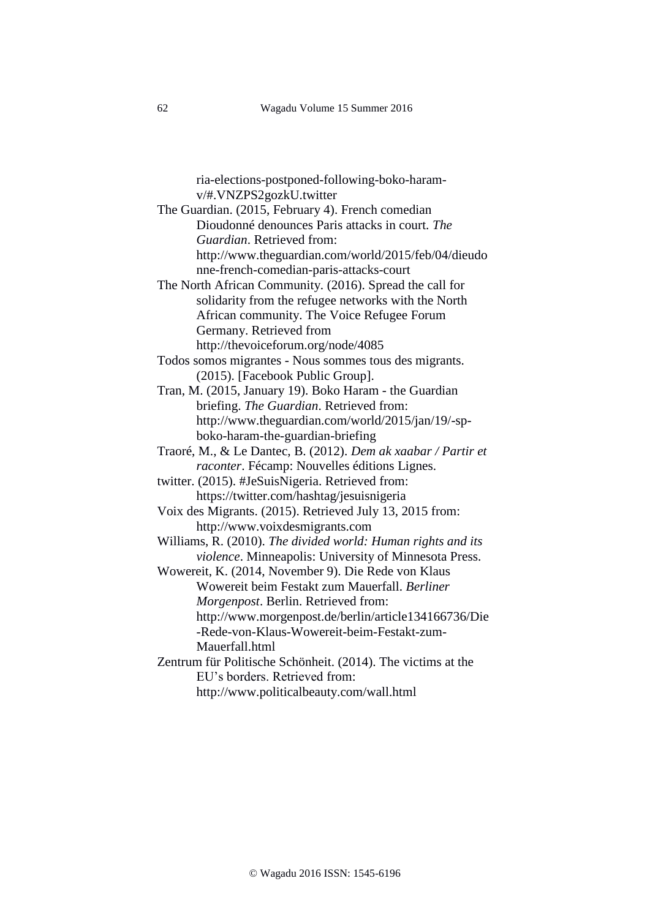ria-elections-postponed-following-boko-haram-v/#.VNZPS2gozkU.twitter

The Guardian. (2015, February 4). French comedian Dioudonné denounces Paris attacks in court. *The Guardian*. Retrieved from: http://www.theguardian.com/world/2015/feb/04/dieudonne-french-comedian-paris-attacks-court

The North African Community. (2016). Spread the call for solidarity from the refugee networks with the North African community. The Voice Refugee Forum Germany. Retrieved from http://thevoiceforum.org/node/4085

Todos somos migrantes - Nous sommes tous des migrants. (2015). [Facebook Public Group].

Tran, M. (2015, January 19). Boko Haram - the Guardian briefing. *The Guardian*. Retrieved from: http://www.theguardian.com/world/2015/jan/19/-sp-boko-haram-the-guardian-briefing

Traoré, M., & Le Dantec, B. (2012). *Dem ak xaabar / Partir et raconter*. Fécamp: Nouvelles éditions Lignes.

twitter. (2015). #JeSuisNigeria. Retrieved from: https://twitter.com/hashtag/jesuisnigeria

Voix des Migrants. (2015). Retrieved July 13, 2015 from: http://www.voixdesmigrants.com

Williams, R. (2010). *The divided world: Human rights and its violence*. Minneapolis: University of Minnesota Press.

Wowereit, K. (2014, November 9). Die Rede von Klaus Wowereit beim Festakt zum Mauerfall. *Berliner Morgenpost*. Berlin. Retrieved from: http://www.morgenpost.de/berlin/article134166736/Die-Rede-von-Klaus-Wowereit-beim-Festakt-zum-Mauerfall.html

Zentrum für Politische Schönheit. (2014). The victims at the EU's borders. Retrieved from: http://www.politicalbeauty.com/wall.html